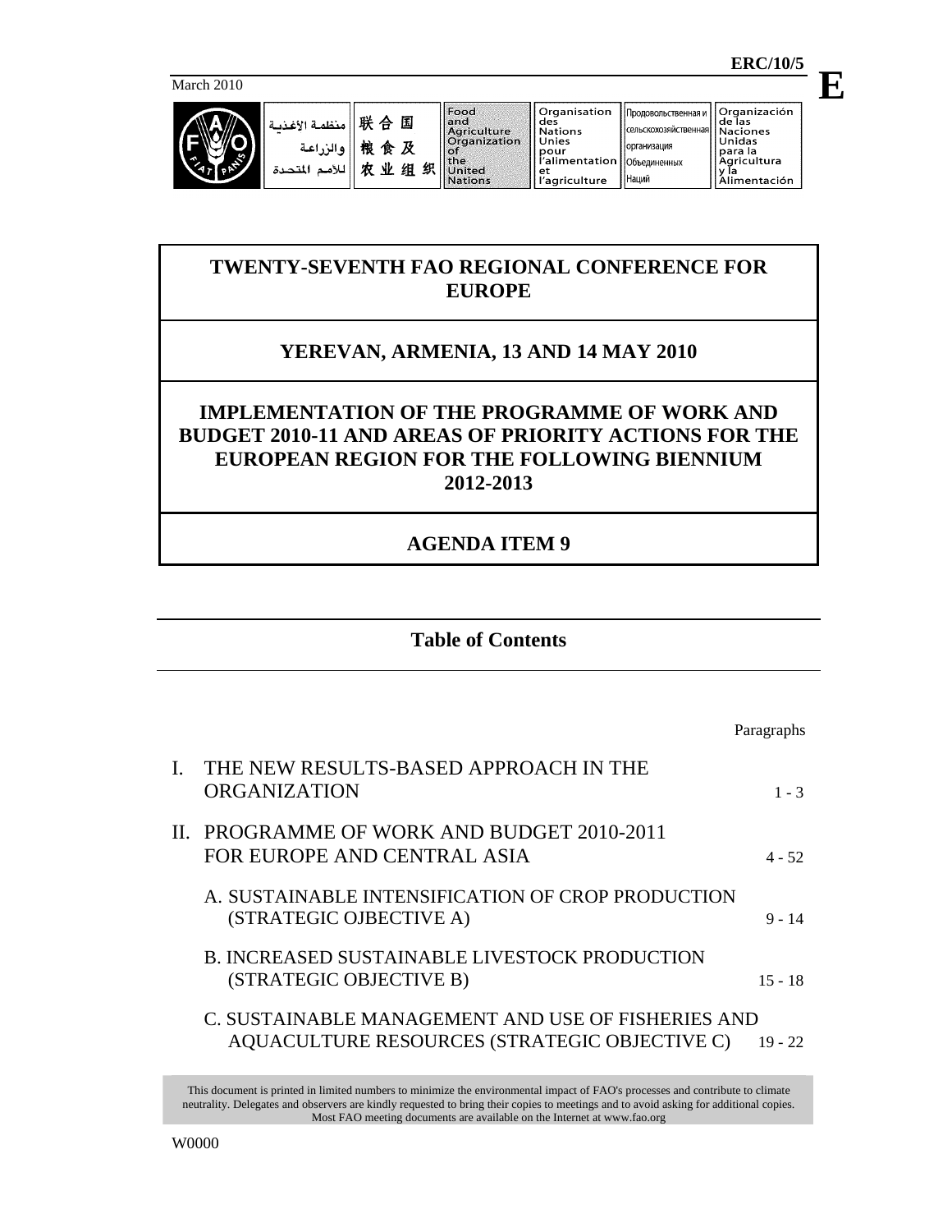ERC/10/5

March 2010

**E**

| منظمة الأغذية والزراعة للأمم المتحدة | 联合国粮食及农业组织 | Food and Agriculture Organization of the United Nations | Organisation des Nations Unies pour l'alimentation et l'agriculture | Продовольственная и сельскохозяйственная организация Объединенных Наций | Organización de las Naciones Unidas para la Agricultura y la Alimentación |
|---|---|---|---|---|---|

# TWENTY-SEVENTH FAO REGIONAL CONFERENCE FOR EUROPE

## YEREVAN, ARMENIA, 13 AND 14 MAY 2010

## IMPLEMENTATION OF THE PROGRAMME OF WORK AND BUDGET 2010-11 AND AREAS OF PRIORITY ACTIONS FOR THE EUROPEAN REGION FOR THE FOLLOWING BIENNIUM 2012-2013

## AGENDA ITEM 9

## Table of Contents

| | Paragraphs |
|---|---|
| I. THE NEW RESULTS-BASED APPROACH IN THE ORGANIZATION | 1 - 3 |
| II. PROGRAMME OF WORK AND BUDGET 2010-2011 FOR EUROPE AND CENTRAL ASIA | 4 - 52 |
| A. SUSTAINABLE INTENSIFICATION OF CROP PRODUCTION (STRATEGIC OJBECTIVE A) | 9 - 14 |
| B. INCREASED SUSTAINABLE LIVESTOCK PRODUCTION (STRATEGIC OBJECTIVE B) | 15 - 18 |
| C. SUSTAINABLE MANAGEMENT AND USE OF FISHERIES AND AQUACULTURE RESOURCES (STRATEGIC OBJECTIVE C) | 19 - 22 |

This document is printed in limited numbers to minimize the environmental impact of FAO's processes and contribute to climate neutrality. Delegates and observers are kindly requested to bring their copies to meetings and to avoid asking for additional copies. Most FAO meeting documents are available on the Internet at www.fao.org

W0000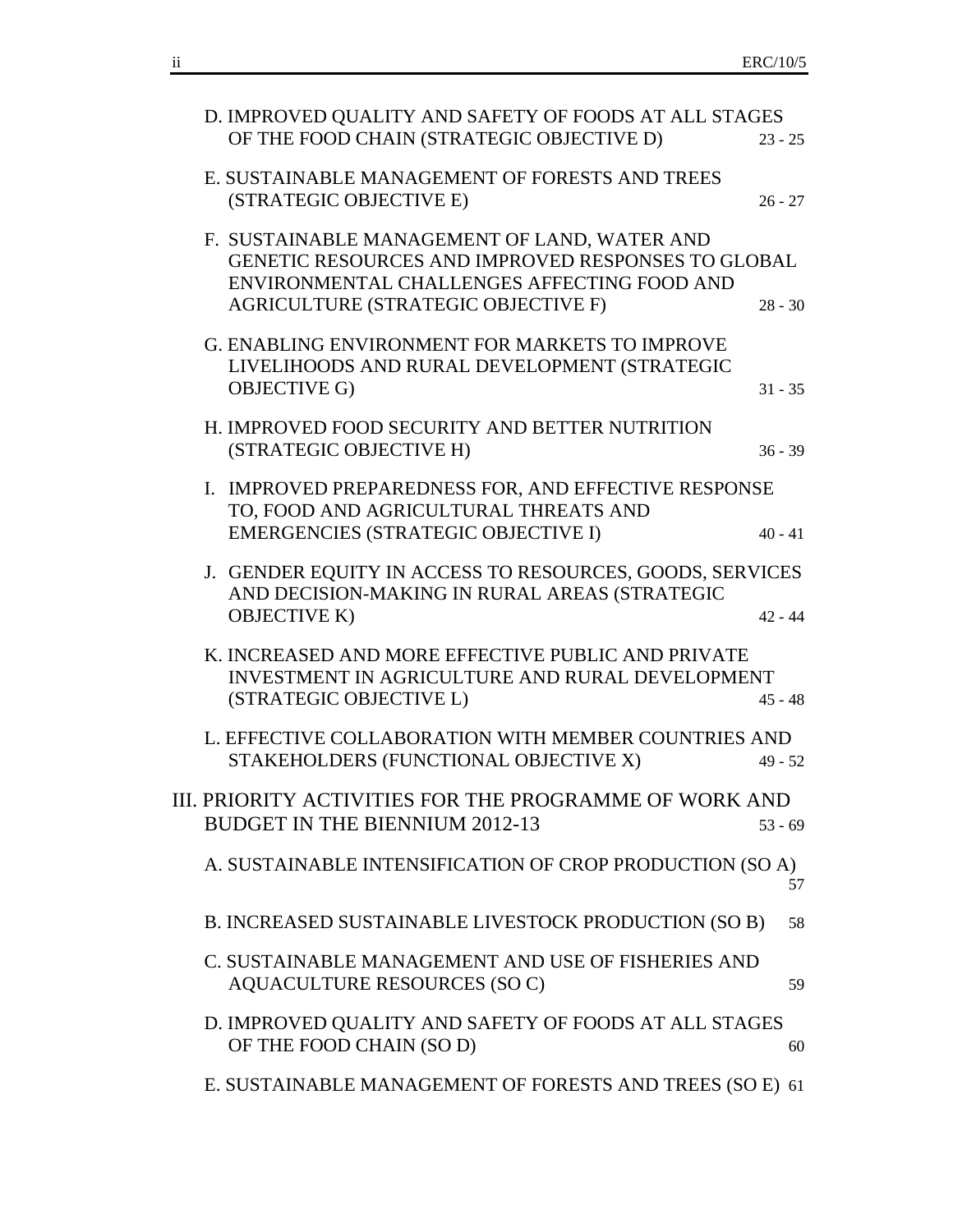D. IMPROVED QUALITY AND SAFETY OF FOODS AT ALL STAGES OF THE FOOD CHAIN (STRATEGIC OBJECTIVE D) 23 - 25

E. SUSTAINABLE MANAGEMENT OF FORESTS AND TREES (STRATEGIC OBJECTIVE E) 26 - 27

F. SUSTAINABLE MANAGEMENT OF LAND, WATER AND GENETIC RESOURCES AND IMPROVED RESPONSES TO GLOBAL ENVIRONMENTAL CHALLENGES AFFECTING FOOD AND AGRICULTURE (STRATEGIC OBJECTIVE F) 28 - 30

G. ENABLING ENVIRONMENT FOR MARKETS TO IMPROVE LIVELIHOODS AND RURAL DEVELOPMENT (STRATEGIC OBJECTIVE G) 31 - 35

H. IMPROVED FOOD SECURITY AND BETTER NUTRITION (STRATEGIC OBJECTIVE H) 36 - 39

I. IMPROVED PREPAREDNESS FOR, AND EFFECTIVE RESPONSE TO, FOOD AND AGRICULTURAL THREATS AND EMERGENCIES (STRATEGIC OBJECTIVE I) 40 - 41

J. GENDER EQUITY IN ACCESS TO RESOURCES, GOODS, SERVICES AND DECISION-MAKING IN RURAL AREAS (STRATEGIC OBJECTIVE K) 42 - 44

K. INCREASED AND MORE EFFECTIVE PUBLIC AND PRIVATE INVESTMENT IN AGRICULTURE AND RURAL DEVELOPMENT (STRATEGIC OBJECTIVE L) 45 - 48

L. EFFECTIVE COLLABORATION WITH MEMBER COUNTRIES AND STAKEHOLDERS (FUNCTIONAL OBJECTIVE X) 49 - 52

III. PRIORITY ACTIVITIES FOR THE PROGRAMME OF WORK AND BUDGET IN THE BIENNIUM 2012-13 53 - 69

A. SUSTAINABLE INTENSIFICATION OF CROP PRODUCTION (SO A) 57

B. INCREASED SUSTAINABLE LIVESTOCK PRODUCTION (SO B) 58

C. SUSTAINABLE MANAGEMENT AND USE OF FISHERIES AND AQUACULTURE RESOURCES (SO C) 59

D. IMPROVED QUALITY AND SAFETY OF FOODS AT ALL STAGES OF THE FOOD CHAIN (SO D) 60

E. SUSTAINABLE MANAGEMENT OF FORESTS AND TREES (SO E) 61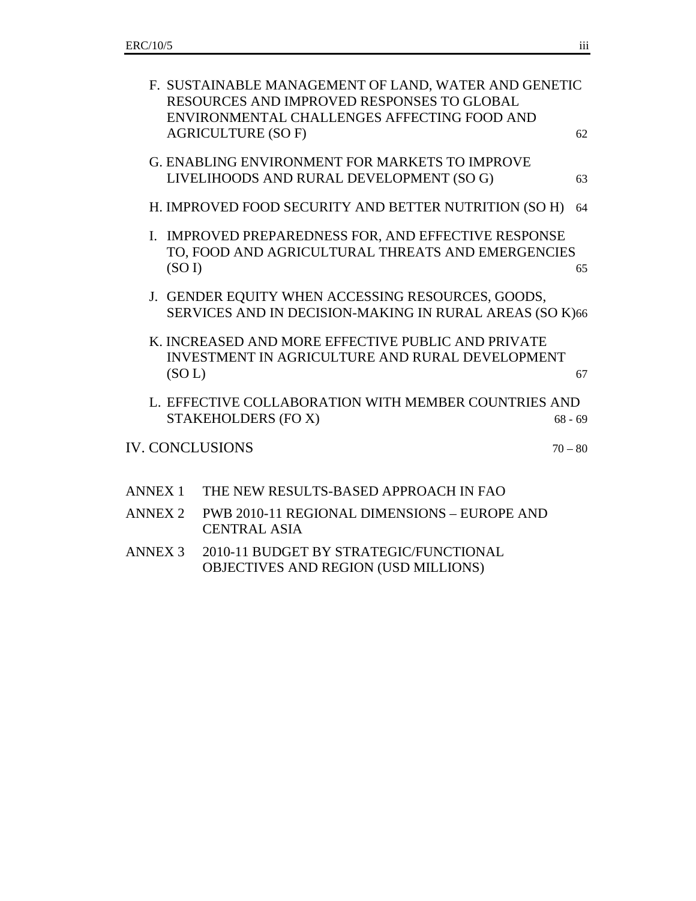| | |
|---|---|
| F. SUSTAINABLE MANAGEMENT OF LAND, WATER AND GENETIC RESOURCES AND IMPROVED RESPONSES TO GLOBAL ENVIRONMENTAL CHALLENGES AFFECTING FOOD AND AGRICULTURE (SO F) | 62 |
| G. ENABLING ENVIRONMENT FOR MARKETS TO IMPROVE LIVELIHOODS AND RURAL DEVELOPMENT (SO G) | 63 |
| H. IMPROVED FOOD SECURITY AND BETTER NUTRITION (SO H) | 64 |
| I. IMPROVED PREPAREDNESS FOR, AND EFFECTIVE RESPONSE TO, FOOD AND AGRICULTURAL THREATS AND EMERGENCIES (SO I) | 65 |
| J. GENDER EQUITY WHEN ACCESSING RESOURCES, GOODS, SERVICES AND IN DECISION-MAKING IN RURAL AREAS (SO K) | 66 |
| K. INCREASED AND MORE EFFECTIVE PUBLIC AND PRIVATE INVESTMENT IN AGRICULTURE AND RURAL DEVELOPMENT (SO L) | 67 |
| L. EFFECTIVE COLLABORATION WITH MEMBER COUNTRIES AND STAKEHOLDERS (FO X) | 68 - 69 |
| IV. CONCLUSIONS | 70 – 80 |

ANNEX 1 THE NEW RESULTS-BASED APPROACH IN FAO

ANNEX 2 PWB 2010-11 REGIONAL DIMENSIONS – EUROPE AND CENTRAL ASIA

ANNEX 3 2010-11 BUDGET BY STRATEGIC/FUNCTIONAL OBJECTIVES AND REGION (USD MILLIONS)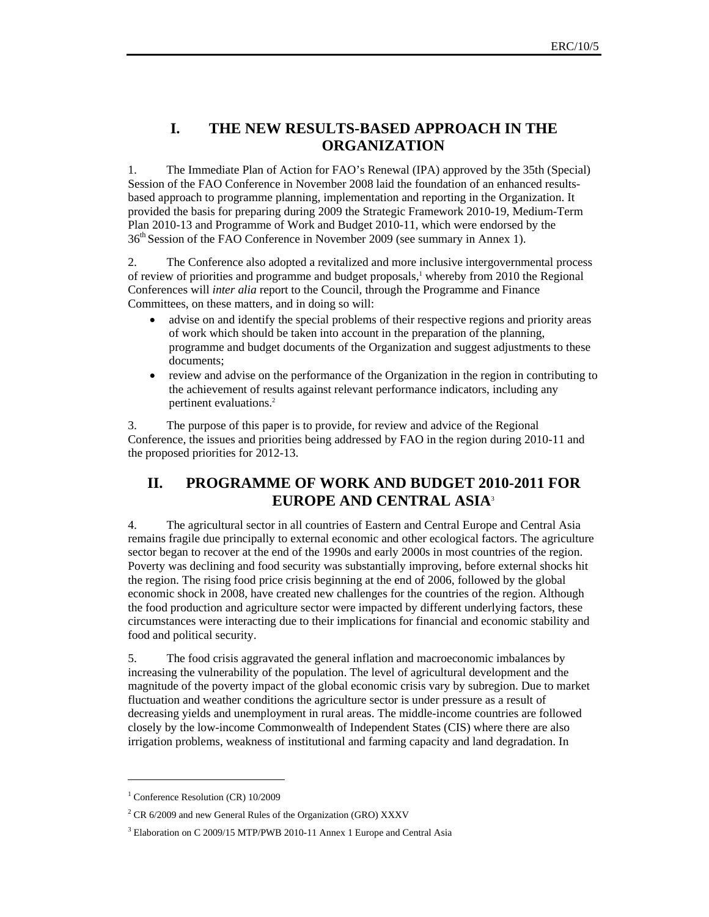# I. THE NEW RESULTS-BASED APPROACH IN THE ORGANIZATION

1. The Immediate Plan of Action for FAO's Renewal (IPA) approved by the 35th (Special) Session of the FAO Conference in November 2008 laid the foundation of an enhanced results-based approach to programme planning, implementation and reporting in the Organization. It provided the basis for preparing during 2009 the Strategic Framework 2010-19, Medium-Term Plan 2010-13 and Programme of Work and Budget 2010-11, which were endorsed by the 36th Session of the FAO Conference in November 2009 (see summary in Annex 1).

2. The Conference also adopted a revitalized and more inclusive intergovernmental process of review of priorities and programme and budget proposals,[1] whereby from 2010 the Regional Conferences will *inter alia* report to the Council, through the Programme and Finance Committees, on these matters, and in doing so will:

- advise on and identify the special problems of their respective regions and priority areas of work which should be taken into account in the preparation of the planning, programme and budget documents of the Organization and suggest adjustments to these documents;
- review and advise on the performance of the Organization in the region in contributing to the achievement of results against relevant performance indicators, including any pertinent evaluations.[2]

3. The purpose of this paper is to provide, for review and advice of the Regional Conference, the issues and priorities being addressed by FAO in the region during 2010-11 and the proposed priorities for 2012-13.

# II. PROGRAMME OF WORK AND BUDGET 2010-2011 FOR EUROPE AND CENTRAL ASIA[3]

4. The agricultural sector in all countries of Eastern and Central Europe and Central Asia remains fragile due principally to external economic and other ecological factors. The agriculture sector began to recover at the end of the 1990s and early 2000s in most countries of the region. Poverty was declining and food security was substantially improving, before external shocks hit the region. The rising food price crisis beginning at the end of 2006, followed by the global economic shock in 2008, have created new challenges for the countries of the region. Although the food production and agriculture sector were impacted by different underlying factors, these circumstances were interacting due to their implications for financial and economic stability and food and political security.

5. The food crisis aggravated the general inflation and macroeconomic imbalances by increasing the vulnerability of the population. The level of agricultural development and the magnitude of the poverty impact of the global economic crisis vary by subregion. Due to market fluctuation and weather conditions the agriculture sector is under pressure as a result of decreasing yields and unemployment in rural areas. The middle-income countries are followed closely by the low-income Commonwealth of Independent States (CIS) where there are also irrigation problems, weakness of institutional and farming capacity and land degradation. In

---

[1] Conference Resolution (CR) 10/2009

[2] CR 6/2009 and new General Rules of the Organization (GRO) XXXV

[3] Elaboration on C 2009/15 MTP/PWB 2010-11 Annex 1 Europe and Central Asia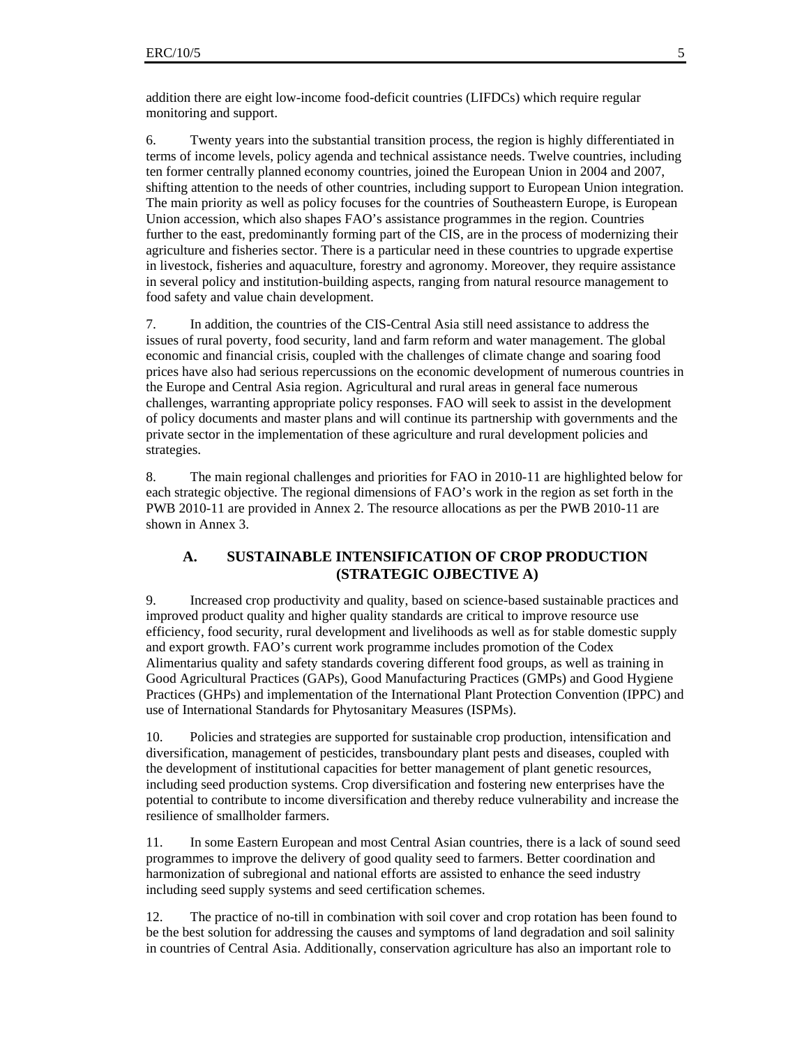addition there are eight low-income food-deficit countries (LIFDCs) which require regular monitoring and support.

6. Twenty years into the substantial transition process, the region is highly differentiated in terms of income levels, policy agenda and technical assistance needs. Twelve countries, including ten former centrally planned economy countries, joined the European Union in 2004 and 2007, shifting attention to the needs of other countries, including support to European Union integration. The main priority as well as policy focuses for the countries of Southeastern Europe, is European Union accession, which also shapes FAO's assistance programmes in the region. Countries further to the east, predominantly forming part of the CIS, are in the process of modernizing their agriculture and fisheries sector. There is a particular need in these countries to upgrade expertise in livestock, fisheries and aquaculture, forestry and agronomy. Moreover, they require assistance in several policy and institution-building aspects, ranging from natural resource management to food safety and value chain development.

7. In addition, the countries of the CIS-Central Asia still need assistance to address the issues of rural poverty, food security, land and farm reform and water management. The global economic and financial crisis, coupled with the challenges of climate change and soaring food prices have also had serious repercussions on the economic development of numerous countries in the Europe and Central Asia region. Agricultural and rural areas in general face numerous challenges, warranting appropriate policy responses. FAO will seek to assist in the development of policy documents and master plans and will continue its partnership with governments and the private sector in the implementation of these agriculture and rural development policies and strategies.

8. The main regional challenges and priorities for FAO in 2010-11 are highlighted below for each strategic objective. The regional dimensions of FAO's work in the region as set forth in the PWB 2010-11 are provided in Annex 2. The resource allocations as per the PWB 2010-11 are shown in Annex 3.

## A. SUSTAINABLE INTENSIFICATION OF CROP PRODUCTION (STRATEGIC OJBECTIVE A)

9. Increased crop productivity and quality, based on science-based sustainable practices and improved product quality and higher quality standards are critical to improve resource use efficiency, food security, rural development and livelihoods as well as for stable domestic supply and export growth. FAO's current work programme includes promotion of the Codex Alimentarius quality and safety standards covering different food groups, as well as training in Good Agricultural Practices (GAPs), Good Manufacturing Practices (GMPs) and Good Hygiene Practices (GHPs) and implementation of the International Plant Protection Convention (IPPC) and use of International Standards for Phytosanitary Measures (ISPMs).

10. Policies and strategies are supported for sustainable crop production, intensification and diversification, management of pesticides, transboundary plant pests and diseases, coupled with the development of institutional capacities for better management of plant genetic resources, including seed production systems. Crop diversification and fostering new enterprises have the potential to contribute to income diversification and thereby reduce vulnerability and increase the resilience of smallholder farmers.

11. In some Eastern European and most Central Asian countries, there is a lack of sound seed programmes to improve the delivery of good quality seed to farmers. Better coordination and harmonization of subregional and national efforts are assisted to enhance the seed industry including seed supply systems and seed certification schemes.

12. The practice of no-till in combination with soil cover and crop rotation has been found to be the best solution for addressing the causes and symptoms of land degradation and soil salinity in countries of Central Asia. Additionally, conservation agriculture has also an important role to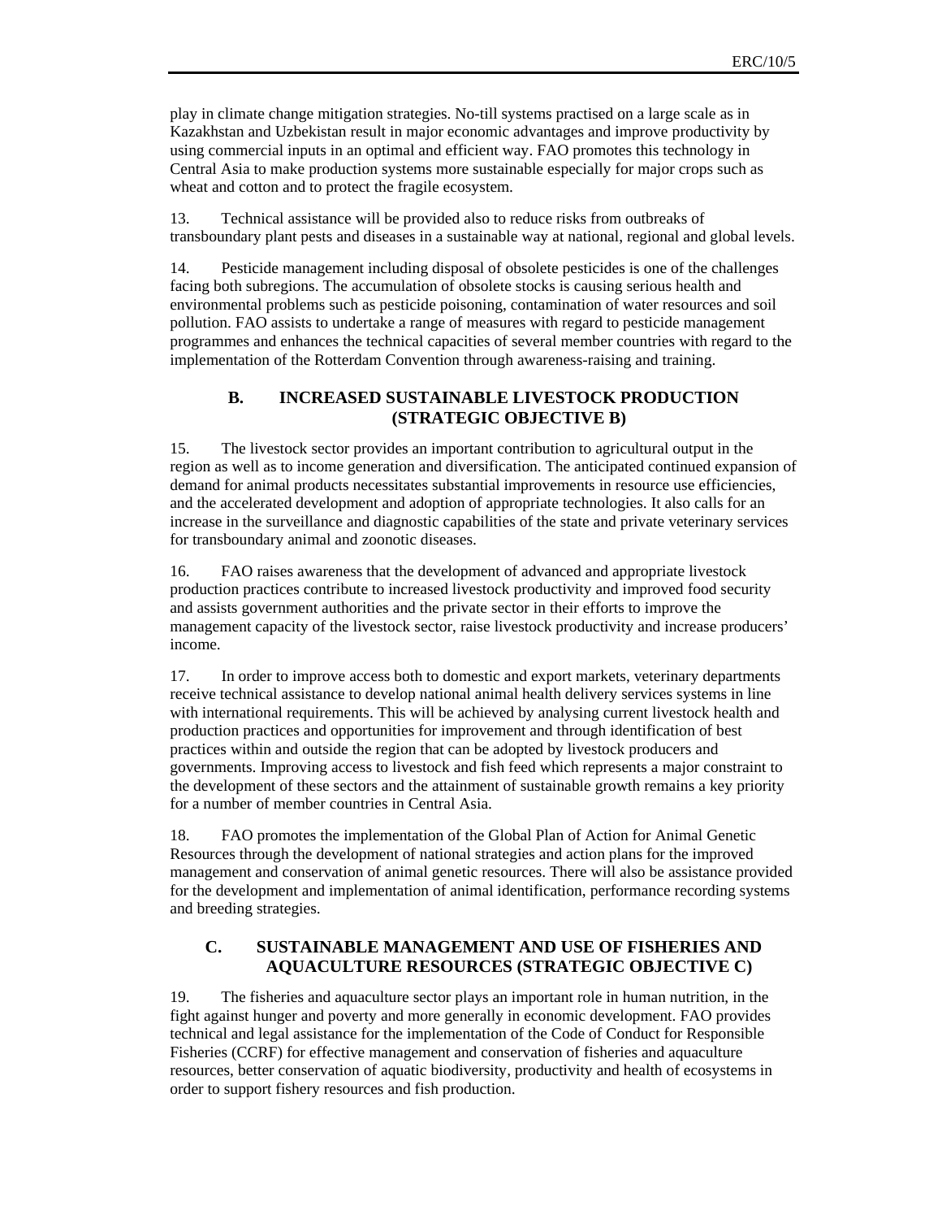play in climate change mitigation strategies. No-till systems practised on a large scale as in Kazakhstan and Uzbekistan result in major economic advantages and improve productivity by using commercial inputs in an optimal and efficient way. FAO promotes this technology in Central Asia to make production systems more sustainable especially for major crops such as wheat and cotton and to protect the fragile ecosystem.

13. Technical assistance will be provided also to reduce risks from outbreaks of transboundary plant pests and diseases in a sustainable way at national, regional and global levels.

14. Pesticide management including disposal of obsolete pesticides is one of the challenges facing both subregions. The accumulation of obsolete stocks is causing serious health and environmental problems such as pesticide poisoning, contamination of water resources and soil pollution. FAO assists to undertake a range of measures with regard to pesticide management programmes and enhances the technical capacities of several member countries with regard to the implementation of the Rotterdam Convention through awareness-raising and training.

## B. INCREASED SUSTAINABLE LIVESTOCK PRODUCTION (STRATEGIC OBJECTIVE B)

15. The livestock sector provides an important contribution to agricultural output in the region as well as to income generation and diversification. The anticipated continued expansion of demand for animal products necessitates substantial improvements in resource use efficiencies, and the accelerated development and adoption of appropriate technologies. It also calls for an increase in the surveillance and diagnostic capabilities of the state and private veterinary services for transboundary animal and zoonotic diseases.

16. FAO raises awareness that the development of advanced and appropriate livestock production practices contribute to increased livestock productivity and improved food security and assists government authorities and the private sector in their efforts to improve the management capacity of the livestock sector, raise livestock productivity and increase producers' income.

17. In order to improve access both to domestic and export markets, veterinary departments receive technical assistance to develop national animal health delivery services systems in line with international requirements. This will be achieved by analysing current livestock health and production practices and opportunities for improvement and through identification of best practices within and outside the region that can be adopted by livestock producers and governments. Improving access to livestock and fish feed which represents a major constraint to the development of these sectors and the attainment of sustainable growth remains a key priority for a number of member countries in Central Asia.

18. FAO promotes the implementation of the Global Plan of Action for Animal Genetic Resources through the development of national strategies and action plans for the improved management and conservation of animal genetic resources. There will also be assistance provided for the development and implementation of animal identification, performance recording systems and breeding strategies.

## C. SUSTAINABLE MANAGEMENT AND USE OF FISHERIES AND AQUACULTURE RESOURCES (STRATEGIC OBJECTIVE C)

19. The fisheries and aquaculture sector plays an important role in human nutrition, in the fight against hunger and poverty and more generally in economic development. FAO provides technical and legal assistance for the implementation of the Code of Conduct for Responsible Fisheries (CCRF) for effective management and conservation of fisheries and aquaculture resources, better conservation of aquatic biodiversity, productivity and health of ecosystems in order to support fishery resources and fish production.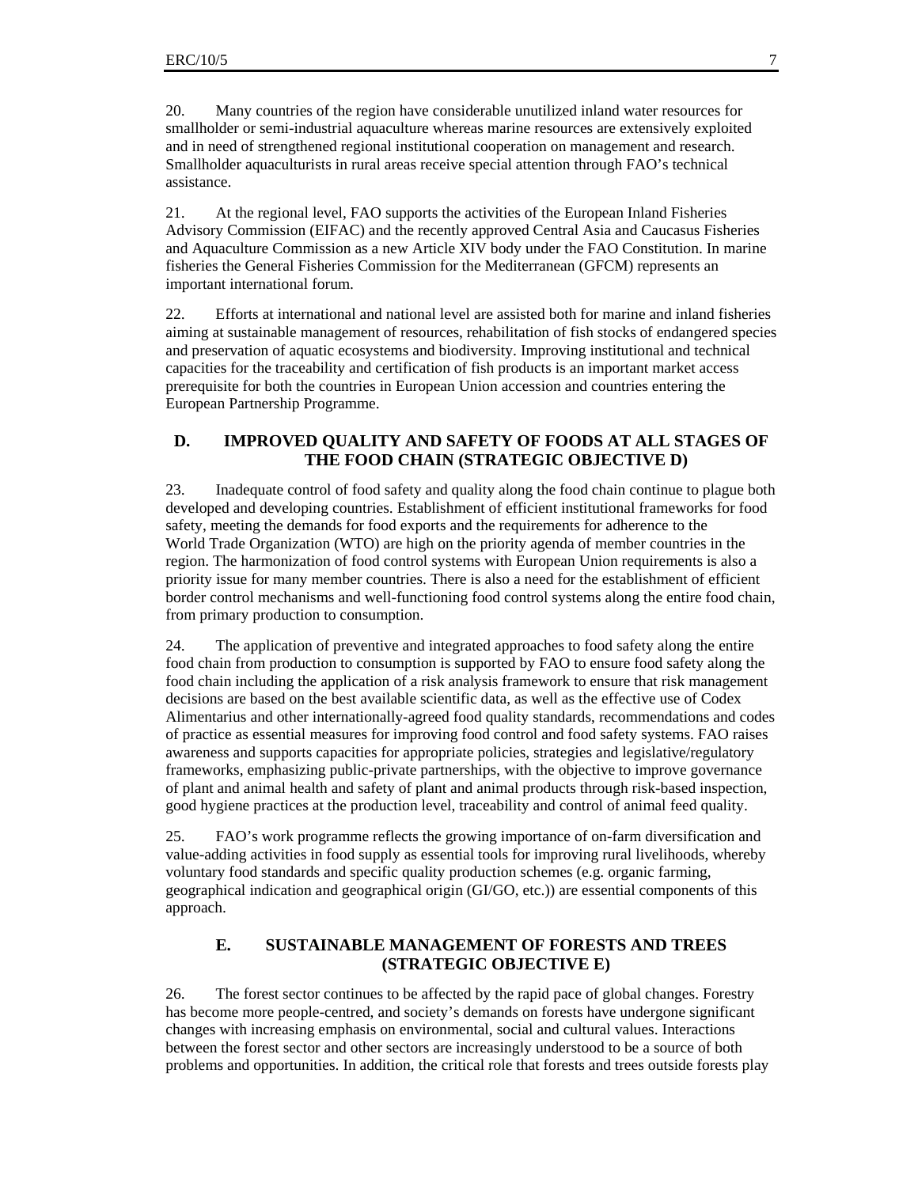20. Many countries of the region have considerable unutilized inland water resources for smallholder or semi-industrial aquaculture whereas marine resources are extensively exploited and in need of strengthened regional institutional cooperation on management and research. Smallholder aquaculturists in rural areas receive special attention through FAO's technical assistance.

21. At the regional level, FAO supports the activities of the European Inland Fisheries Advisory Commission (EIFAC) and the recently approved Central Asia and Caucasus Fisheries and Aquaculture Commission as a new Article XIV body under the FAO Constitution. In marine fisheries the General Fisheries Commission for the Mediterranean (GFCM) represents an important international forum.

22. Efforts at international and national level are assisted both for marine and inland fisheries aiming at sustainable management of resources, rehabilitation of fish stocks of endangered species and preservation of aquatic ecosystems and biodiversity. Improving institutional and technical capacities for the traceability and certification of fish products is an important market access prerequisite for both the countries in European Union accession and countries entering the European Partnership Programme.

## D. IMPROVED QUALITY AND SAFETY OF FOODS AT ALL STAGES OF THE FOOD CHAIN (STRATEGIC OBJECTIVE D)

23. Inadequate control of food safety and quality along the food chain continue to plague both developed and developing countries. Establishment of efficient institutional frameworks for food safety, meeting the demands for food exports and the requirements for adherence to the World Trade Organization (WTO) are high on the priority agenda of member countries in the region. The harmonization of food control systems with European Union requirements is also a priority issue for many member countries. There is also a need for the establishment of efficient border control mechanisms and well-functioning food control systems along the entire food chain, from primary production to consumption.

24. The application of preventive and integrated approaches to food safety along the entire food chain from production to consumption is supported by FAO to ensure food safety along the food chain including the application of a risk analysis framework to ensure that risk management decisions are based on the best available scientific data, as well as the effective use of Codex Alimentarius and other internationally-agreed food quality standards, recommendations and codes of practice as essential measures for improving food control and food safety systems. FAO raises awareness and supports capacities for appropriate policies, strategies and legislative/regulatory frameworks, emphasizing public-private partnerships, with the objective to improve governance of plant and animal health and safety of plant and animal products through risk-based inspection, good hygiene practices at the production level, traceability and control of animal feed quality.

25. FAO's work programme reflects the growing importance of on-farm diversification and value-adding activities in food supply as essential tools for improving rural livelihoods, whereby voluntary food standards and specific quality production schemes (e.g. organic farming, geographical indication and geographical origin (GI/GO, etc.)) are essential components of this approach.

## E. SUSTAINABLE MANAGEMENT OF FORESTS AND TREES (STRATEGIC OBJECTIVE E)

26. The forest sector continues to be affected by the rapid pace of global changes. Forestry has become more people-centred, and society's demands on forests have undergone significant changes with increasing emphasis on environmental, social and cultural values. Interactions between the forest sector and other sectors are increasingly understood to be a source of both problems and opportunities. In addition, the critical role that forests and trees outside forests play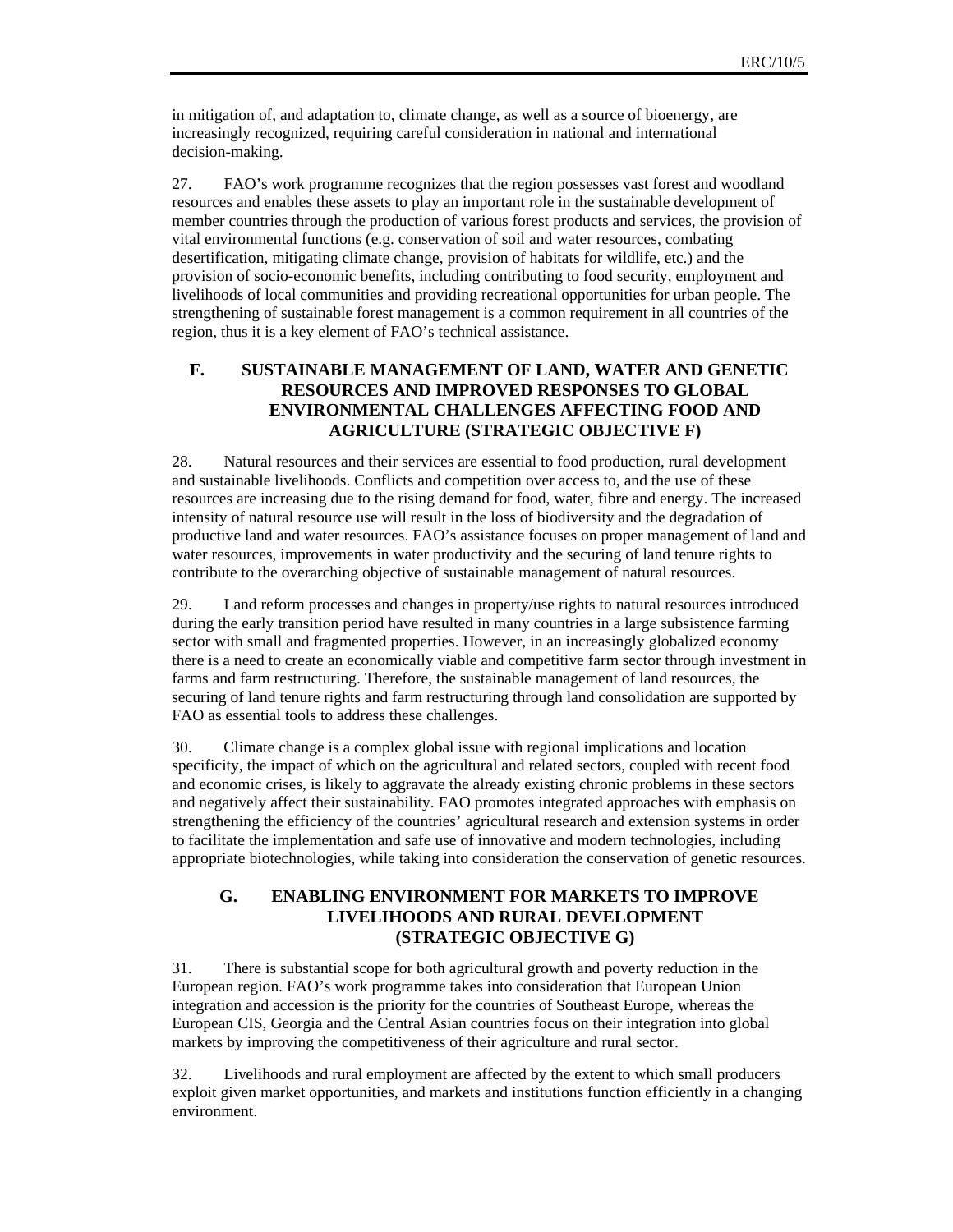in mitigation of, and adaptation to, climate change, as well as a source of bioenergy, are increasingly recognized, requiring careful consideration in national and international decision-making.

27. FAO's work programme recognizes that the region possesses vast forest and woodland resources and enables these assets to play an important role in the sustainable development of member countries through the production of various forest products and services, the provision of vital environmental functions (e.g. conservation of soil and water resources, combating desertification, mitigating climate change, provision of habitats for wildlife, etc.) and the provision of socio-economic benefits, including contributing to food security, employment and livelihoods of local communities and providing recreational opportunities for urban people. The strengthening of sustainable forest management is a common requirement in all countries of the region, thus it is a key element of FAO's technical assistance.

## F. SUSTAINABLE MANAGEMENT OF LAND, WATER AND GENETIC RESOURCES AND IMPROVED RESPONSES TO GLOBAL ENVIRONMENTAL CHALLENGES AFFECTING FOOD AND AGRICULTURE (STRATEGIC OBJECTIVE F)

28. Natural resources and their services are essential to food production, rural development and sustainable livelihoods. Conflicts and competition over access to, and the use of these resources are increasing due to the rising demand for food, water, fibre and energy. The increased intensity of natural resource use will result in the loss of biodiversity and the degradation of productive land and water resources. FAO's assistance focuses on proper management of land and water resources, improvements in water productivity and the securing of land tenure rights to contribute to the overarching objective of sustainable management of natural resources.

29. Land reform processes and changes in property/use rights to natural resources introduced during the early transition period have resulted in many countries in a large subsistence farming sector with small and fragmented properties. However, in an increasingly globalized economy there is a need to create an economically viable and competitive farm sector through investment in farms and farm restructuring. Therefore, the sustainable management of land resources, the securing of land tenure rights and farm restructuring through land consolidation are supported by FAO as essential tools to address these challenges.

30. Climate change is a complex global issue with regional implications and location specificity, the impact of which on the agricultural and related sectors, coupled with recent food and economic crises, is likely to aggravate the already existing chronic problems in these sectors and negatively affect their sustainability. FAO promotes integrated approaches with emphasis on strengthening the efficiency of the countries' agricultural research and extension systems in order to facilitate the implementation and safe use of innovative and modern technologies, including appropriate biotechnologies, while taking into consideration the conservation of genetic resources.

## G. ENABLING ENVIRONMENT FOR MARKETS TO IMPROVE LIVELIHOODS AND RURAL DEVELOPMENT (STRATEGIC OBJECTIVE G)

31. There is substantial scope for both agricultural growth and poverty reduction in the European region. FAO's work programme takes into consideration that European Union integration and accession is the priority for the countries of Southeast Europe, whereas the European CIS, Georgia and the Central Asian countries focus on their integration into global markets by improving the competitiveness of their agriculture and rural sector.

32. Livelihoods and rural employment are affected by the extent to which small producers exploit given market opportunities, and markets and institutions function efficiently in a changing environment.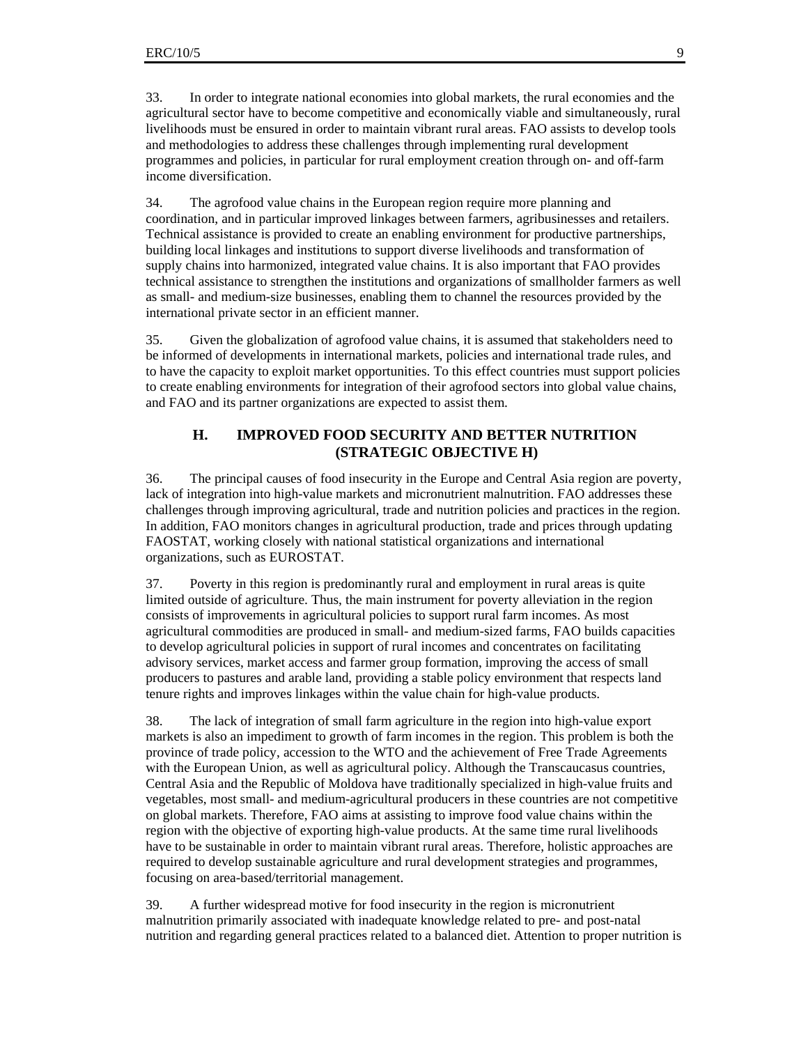33. In order to integrate national economies into global markets, the rural economies and the agricultural sector have to become competitive and economically viable and simultaneously, rural livelihoods must be ensured in order to maintain vibrant rural areas. FAO assists to develop tools and methodologies to address these challenges through implementing rural development programmes and policies, in particular for rural employment creation through on- and off-farm income diversification.

34. The agrofood value chains in the European region require more planning and coordination, and in particular improved linkages between farmers, agribusinesses and retailers. Technical assistance is provided to create an enabling environment for productive partnerships, building local linkages and institutions to support diverse livelihoods and transformation of supply chains into harmonized, integrated value chains. It is also important that FAO provides technical assistance to strengthen the institutions and organizations of smallholder farmers as well as small- and medium-size businesses, enabling them to channel the resources provided by the international private sector in an efficient manner.

35. Given the globalization of agrofood value chains, it is assumed that stakeholders need to be informed of developments in international markets, policies and international trade rules, and to have the capacity to exploit market opportunities. To this effect countries must support policies to create enabling environments for integration of their agrofood sectors into global value chains, and FAO and its partner organizations are expected to assist them.

## H. IMPROVED FOOD SECURITY AND BETTER NUTRITION (STRATEGIC OBJECTIVE H)

36. The principal causes of food insecurity in the Europe and Central Asia region are poverty, lack of integration into high-value markets and micronutrient malnutrition. FAO addresses these challenges through improving agricultural, trade and nutrition policies and practices in the region. In addition, FAO monitors changes in agricultural production, trade and prices through updating FAOSTAT, working closely with national statistical organizations and international organizations, such as EUROSTAT.

37. Poverty in this region is predominantly rural and employment in rural areas is quite limited outside of agriculture. Thus, the main instrument for poverty alleviation in the region consists of improvements in agricultural policies to support rural farm incomes. As most agricultural commodities are produced in small- and medium-sized farms, FAO builds capacities to develop agricultural policies in support of rural incomes and concentrates on facilitating advisory services, market access and farmer group formation, improving the access of small producers to pastures and arable land, providing a stable policy environment that respects land tenure rights and improves linkages within the value chain for high-value products.

38. The lack of integration of small farm agriculture in the region into high-value export markets is also an impediment to growth of farm incomes in the region. This problem is both the province of trade policy, accession to the WTO and the achievement of Free Trade Agreements with the European Union, as well as agricultural policy. Although the Transcaucasus countries, Central Asia and the Republic of Moldova have traditionally specialized in high-value fruits and vegetables, most small- and medium-agricultural producers in these countries are not competitive on global markets. Therefore, FAO aims at assisting to improve food value chains within the region with the objective of exporting high-value products. At the same time rural livelihoods have to be sustainable in order to maintain vibrant rural areas. Therefore, holistic approaches are required to develop sustainable agriculture and rural development strategies and programmes, focusing on area-based/territorial management.

39. A further widespread motive for food insecurity in the region is micronutrient malnutrition primarily associated with inadequate knowledge related to pre- and post-natal nutrition and regarding general practices related to a balanced diet. Attention to proper nutrition is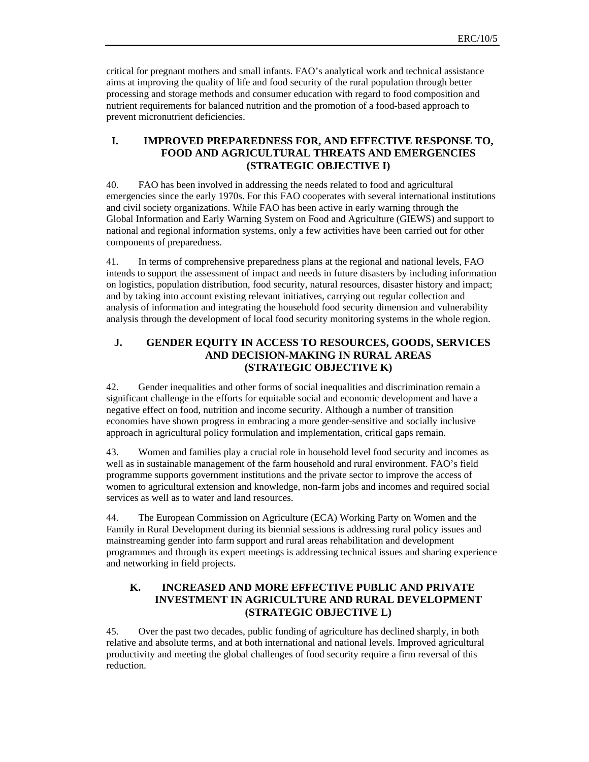critical for pregnant mothers and small infants. FAO's analytical work and technical assistance aims at improving the quality of life and food security of the rural population through better processing and storage methods and consumer education with regard to food composition and nutrient requirements for balanced nutrition and the promotion of a food-based approach to prevent micronutrient deficiencies.

## I. IMPROVED PREPAREDNESS FOR, AND EFFECTIVE RESPONSE TO, FOOD AND AGRICULTURAL THREATS AND EMERGENCIES (STRATEGIC OBJECTIVE I)

40. FAO has been involved in addressing the needs related to food and agricultural emergencies since the early 1970s. For this FAO cooperates with several international institutions and civil society organizations. While FAO has been active in early warning through the Global Information and Early Warning System on Food and Agriculture (GIEWS) and support to national and regional information systems, only a few activities have been carried out for other components of preparedness.

41. In terms of comprehensive preparedness plans at the regional and national levels, FAO intends to support the assessment of impact and needs in future disasters by including information on logistics, population distribution, food security, natural resources, disaster history and impact; and by taking into account existing relevant initiatives, carrying out regular collection and analysis of information and integrating the household food security dimension and vulnerability analysis through the development of local food security monitoring systems in the whole region.

## J. GENDER EQUITY IN ACCESS TO RESOURCES, GOODS, SERVICES AND DECISION-MAKING IN RURAL AREAS (STRATEGIC OBJECTIVE K)

42. Gender inequalities and other forms of social inequalities and discrimination remain a significant challenge in the efforts for equitable social and economic development and have a negative effect on food, nutrition and income security. Although a number of transition economies have shown progress in embracing a more gender-sensitive and socially inclusive approach in agricultural policy formulation and implementation, critical gaps remain.

43. Women and families play a crucial role in household level food security and incomes as well as in sustainable management of the farm household and rural environment. FAO's field programme supports government institutions and the private sector to improve the access of women to agricultural extension and knowledge, non-farm jobs and incomes and required social services as well as to water and land resources.

44. The European Commission on Agriculture (ECA) Working Party on Women and the Family in Rural Development during its biennial sessions is addressing rural policy issues and mainstreaming gender into farm support and rural areas rehabilitation and development programmes and through its expert meetings is addressing technical issues and sharing experience and networking in field projects.

## K. INCREASED AND MORE EFFECTIVE PUBLIC AND PRIVATE INVESTMENT IN AGRICULTURE AND RURAL DEVELOPMENT (STRATEGIC OBJECTIVE L)

45. Over the past two decades, public funding of agriculture has declined sharply, in both relative and absolute terms, and at both international and national levels. Improved agricultural productivity and meeting the global challenges of food security require a firm reversal of this reduction.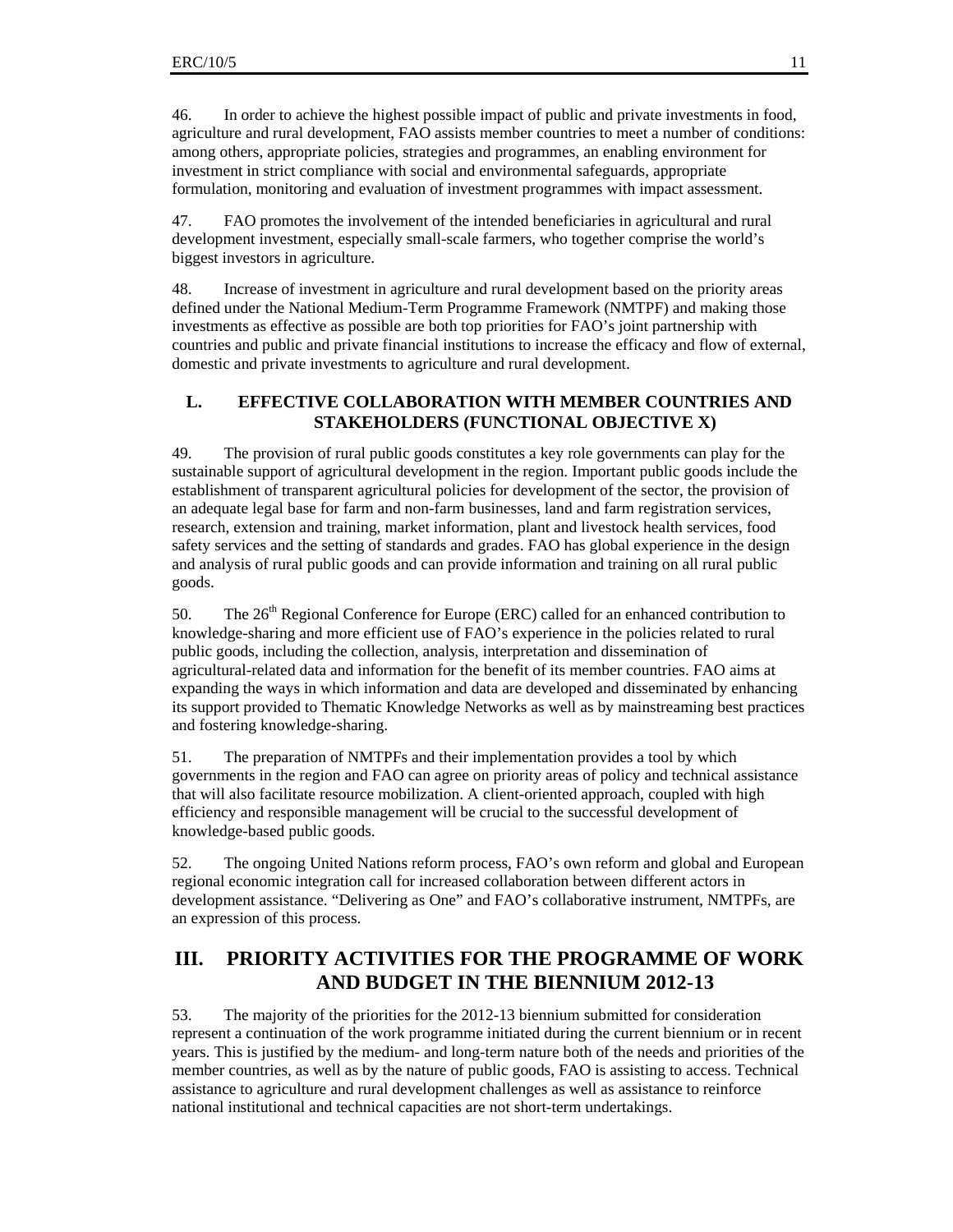46. In order to achieve the highest possible impact of public and private investments in food, agriculture and rural development, FAO assists member countries to meet a number of conditions: among others, appropriate policies, strategies and programmes, an enabling environment for investment in strict compliance with social and environmental safeguards, appropriate formulation, monitoring and evaluation of investment programmes with impact assessment.

47. FAO promotes the involvement of the intended beneficiaries in agricultural and rural development investment, especially small-scale farmers, who together comprise the world's biggest investors in agriculture.

48. Increase of investment in agriculture and rural development based on the priority areas defined under the National Medium-Term Programme Framework (NMTPF) and making those investments as effective as possible are both top priorities for FAO's joint partnership with countries and public and private financial institutions to increase the efficacy and flow of external, domestic and private investments to agriculture and rural development.

### L. EFFECTIVE COLLABORATION WITH MEMBER COUNTRIES AND STAKEHOLDERS (FUNCTIONAL OBJECTIVE X)

49. The provision of rural public goods constitutes a key role governments can play for the sustainable support of agricultural development in the region. Important public goods include the establishment of transparent agricultural policies for development of the sector, the provision of an adequate legal base for farm and non-farm businesses, land and farm registration services, research, extension and training, market information, plant and livestock health services, food safety services and the setting of standards and grades. FAO has global experience in the design and analysis of rural public goods and can provide information and training on all rural public goods.

50. The 26th Regional Conference for Europe (ERC) called for an enhanced contribution to knowledge-sharing and more efficient use of FAO's experience in the policies related to rural public goods, including the collection, analysis, interpretation and dissemination of agricultural-related data and information for the benefit of its member countries. FAO aims at expanding the ways in which information and data are developed and disseminated by enhancing its support provided to Thematic Knowledge Networks as well as by mainstreaming best practices and fostering knowledge-sharing.

51. The preparation of NMTPFs and their implementation provides a tool by which governments in the region and FAO can agree on priority areas of policy and technical assistance that will also facilitate resource mobilization. A client-oriented approach, coupled with high efficiency and responsible management will be crucial to the successful development of knowledge-based public goods.

52. The ongoing United Nations reform process, FAO's own reform and global and European regional economic integration call for increased collaboration between different actors in development assistance. "Delivering as One" and FAO's collaborative instrument, NMTPFs, are an expression of this process.

## III. PRIORITY ACTIVITIES FOR THE PROGRAMME OF WORK AND BUDGET IN THE BIENNIUM 2012-13

53. The majority of the priorities for the 2012-13 biennium submitted for consideration represent a continuation of the work programme initiated during the current biennium or in recent years. This is justified by the medium- and long-term nature both of the needs and priorities of the member countries, as well as by the nature of public goods, FAO is assisting to access. Technical assistance to agriculture and rural development challenges as well as assistance to reinforce national institutional and technical capacities are not short-term undertakings.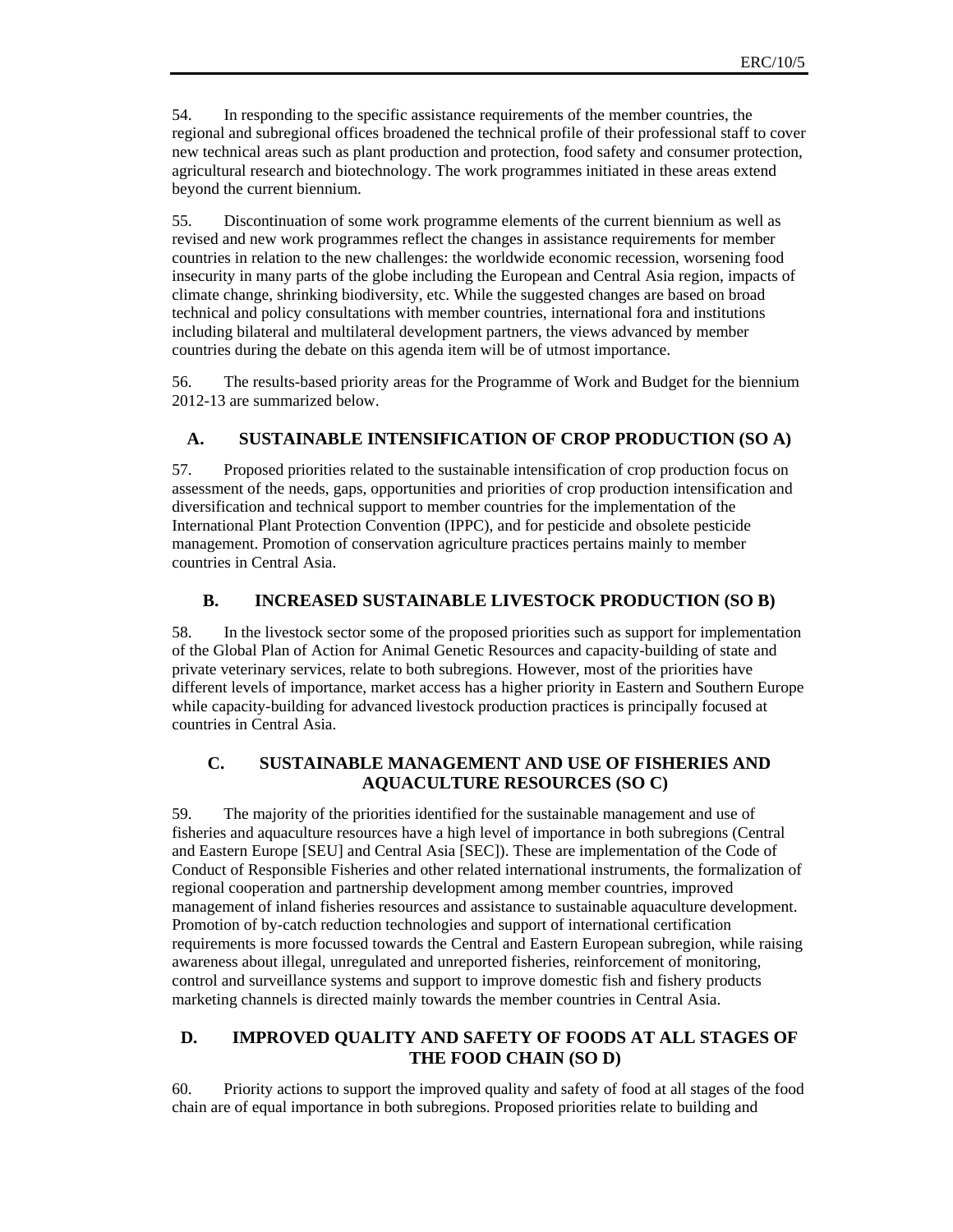54. In responding to the specific assistance requirements of the member countries, the regional and subregional offices broadened the technical profile of their professional staff to cover new technical areas such as plant production and protection, food safety and consumer protection, agricultural research and biotechnology. The work programmes initiated in these areas extend beyond the current biennium.

55. Discontinuation of some work programme elements of the current biennium as well as revised and new work programmes reflect the changes in assistance requirements for member countries in relation to the new challenges: the worldwide economic recession, worsening food insecurity in many parts of the globe including the European and Central Asia region, impacts of climate change, shrinking biodiversity, etc. While the suggested changes are based on broad technical and policy consultations with member countries, international fora and institutions including bilateral and multilateral development partners, the views advanced by member countries during the debate on this agenda item will be of utmost importance.

56. The results-based priority areas for the Programme of Work and Budget for the biennium 2012-13 are summarized below.

## A. SUSTAINABLE INTENSIFICATION OF CROP PRODUCTION (SO A)

57. Proposed priorities related to the sustainable intensification of crop production focus on assessment of the needs, gaps, opportunities and priorities of crop production intensification and diversification and technical support to member countries for the implementation of the International Plant Protection Convention (IPPC), and for pesticide and obsolete pesticide management. Promotion of conservation agriculture practices pertains mainly to member countries in Central Asia.

## B. INCREASED SUSTAINABLE LIVESTOCK PRODUCTION (SO B)

58. In the livestock sector some of the proposed priorities such as support for implementation of the Global Plan of Action for Animal Genetic Resources and capacity-building of state and private veterinary services, relate to both subregions. However, most of the priorities have different levels of importance, market access has a higher priority in Eastern and Southern Europe while capacity-building for advanced livestock production practices is principally focused at countries in Central Asia.

## C. SUSTAINABLE MANAGEMENT AND USE OF FISHERIES AND AQUACULTURE RESOURCES (SO C)

59. The majority of the priorities identified for the sustainable management and use of fisheries and aquaculture resources have a high level of importance in both subregions (Central and Eastern Europe [SEU] and Central Asia [SEC]). These are implementation of the Code of Conduct of Responsible Fisheries and other related international instruments, the formalization of regional cooperation and partnership development among member countries, improved management of inland fisheries resources and assistance to sustainable aquaculture development. Promotion of by-catch reduction technologies and support of international certification requirements is more focussed towards the Central and Eastern European subregion, while raising awareness about illegal, unregulated and unreported fisheries, reinforcement of monitoring, control and surveillance systems and support to improve domestic fish and fishery products marketing channels is directed mainly towards the member countries in Central Asia.

## D. IMPROVED QUALITY AND SAFETY OF FOODS AT ALL STAGES OF THE FOOD CHAIN (SO D)

60. Priority actions to support the improved quality and safety of food at all stages of the food chain are of equal importance in both subregions. Proposed priorities relate to building and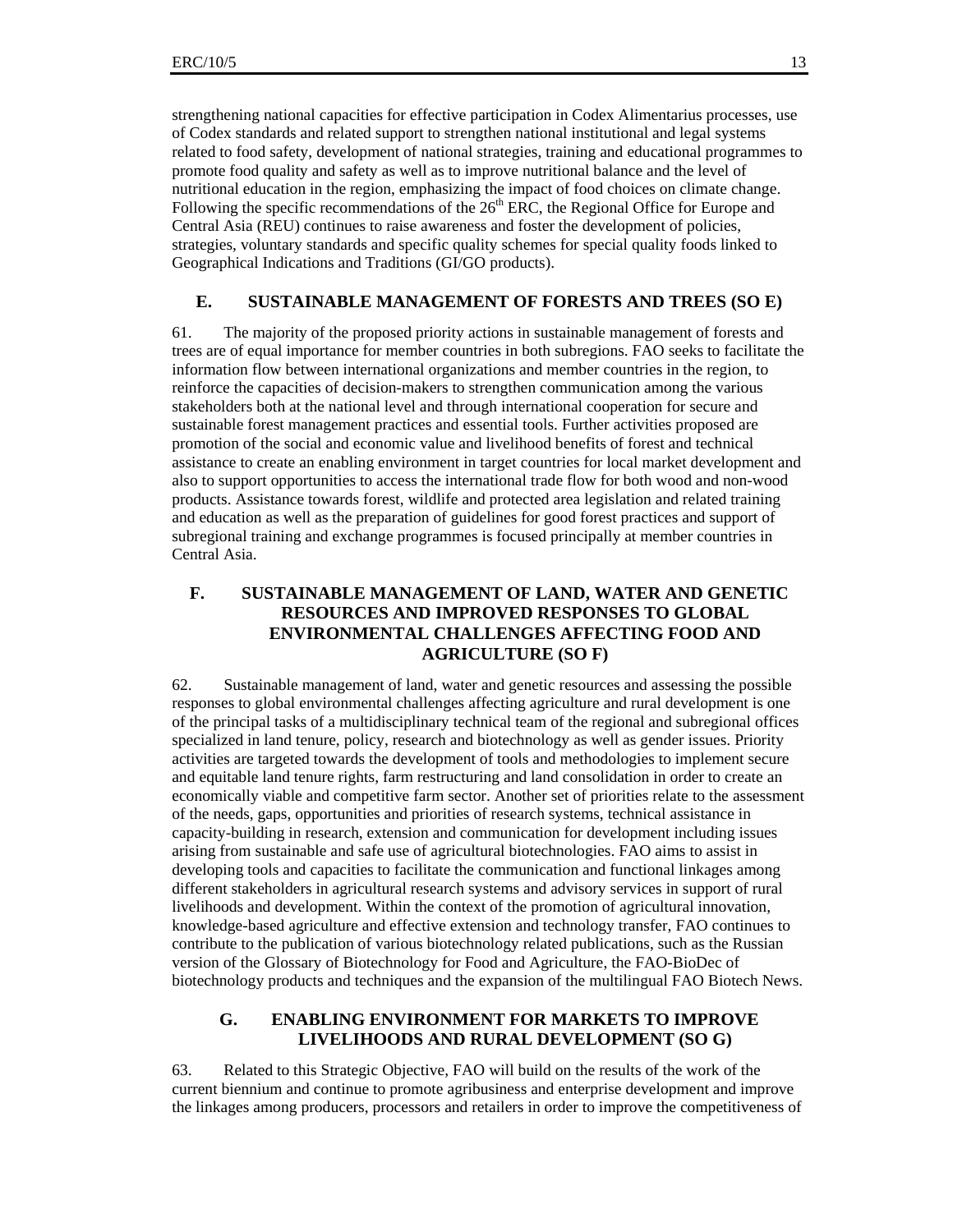strengthening national capacities for effective participation in Codex Alimentarius processes, use of Codex standards and related support to strengthen national institutional and legal systems related to food safety, development of national strategies, training and educational programmes to promote food quality and safety as well as to improve nutritional balance and the level of nutritional education in the region, emphasizing the impact of food choices on climate change. Following the specific recommendations of the 26th ERC, the Regional Office for Europe and Central Asia (REU) continues to raise awareness and foster the development of policies, strategies, voluntary standards and specific quality schemes for special quality foods linked to Geographical Indications and Traditions (GI/GO products).

## E. SUSTAINABLE MANAGEMENT OF FORESTS AND TREES (SO E)

61. The majority of the proposed priority actions in sustainable management of forests and trees are of equal importance for member countries in both subregions. FAO seeks to facilitate the information flow between international organizations and member countries in the region, to reinforce the capacities of decision-makers to strengthen communication among the various stakeholders both at the national level and through international cooperation for secure and sustainable forest management practices and essential tools. Further activities proposed are promotion of the social and economic value and livelihood benefits of forest and technical assistance to create an enabling environment in target countries for local market development and also to support opportunities to access the international trade flow for both wood and non-wood products. Assistance towards forest, wildlife and protected area legislation and related training and education as well as the preparation of guidelines for good forest practices and support of subregional training and exchange programmes is focused principally at member countries in Central Asia.

## F. SUSTAINABLE MANAGEMENT OF LAND, WATER AND GENETIC RESOURCES AND IMPROVED RESPONSES TO GLOBAL ENVIRONMENTAL CHALLENGES AFFECTING FOOD AND AGRICULTURE (SO F)

62. Sustainable management of land, water and genetic resources and assessing the possible responses to global environmental challenges affecting agriculture and rural development is one of the principal tasks of a multidisciplinary technical team of the regional and subregional offices specialized in land tenure, policy, research and biotechnology as well as gender issues. Priority activities are targeted towards the development of tools and methodologies to implement secure and equitable land tenure rights, farm restructuring and land consolidation in order to create an economically viable and competitive farm sector. Another set of priorities relate to the assessment of the needs, gaps, opportunities and priorities of research systems, technical assistance in capacity-building in research, extension and communication for development including issues arising from sustainable and safe use of agricultural biotechnologies. FAO aims to assist in developing tools and capacities to facilitate the communication and functional linkages among different stakeholders in agricultural research systems and advisory services in support of rural livelihoods and development. Within the context of the promotion of agricultural innovation, knowledge-based agriculture and effective extension and technology transfer, FAO continues to contribute to the publication of various biotechnology related publications, such as the Russian version of the Glossary of Biotechnology for Food and Agriculture, the FAO-BioDec of biotechnology products and techniques and the expansion of the multilingual FAO Biotech News.

## G. ENABLING ENVIRONMENT FOR MARKETS TO IMPROVE LIVELIHOODS AND RURAL DEVELOPMENT (SO G)

63. Related to this Strategic Objective, FAO will build on the results of the work of the current biennium and continue to promote agribusiness and enterprise development and improve the linkages among producers, processors and retailers in order to improve the competitiveness of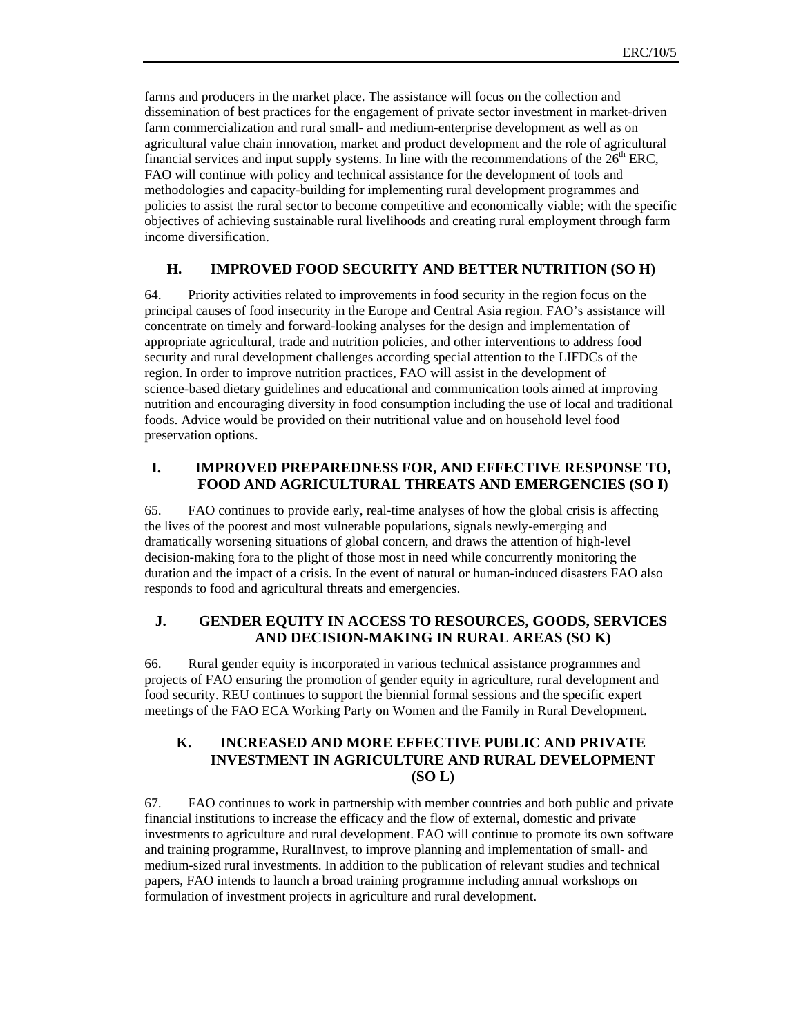farms and producers in the market place. The assistance will focus on the collection and dissemination of best practices for the engagement of private sector investment in market-driven farm commercialization and rural small- and medium-enterprise development as well as on agricultural value chain innovation, market and product development and the role of agricultural financial services and input supply systems. In line with the recommendations of the 26th ERC, FAO will continue with policy and technical assistance for the development of tools and methodologies and capacity-building for implementing rural development programmes and policies to assist the rural sector to become competitive and economically viable; with the specific objectives of achieving sustainable rural livelihoods and creating rural employment through farm income diversification.

## H. IMPROVED FOOD SECURITY AND BETTER NUTRITION (SO H)

64. Priority activities related to improvements in food security in the region focus on the principal causes of food insecurity in the Europe and Central Asia region. FAO's assistance will concentrate on timely and forward-looking analyses for the design and implementation of appropriate agricultural, trade and nutrition policies, and other interventions to address food security and rural development challenges according special attention to the LIFDCs of the region. In order to improve nutrition practices, FAO will assist in the development of science-based dietary guidelines and educational and communication tools aimed at improving nutrition and encouraging diversity in food consumption including the use of local and traditional foods. Advice would be provided on their nutritional value and on household level food preservation options.

## I. IMPROVED PREPAREDNESS FOR, AND EFFECTIVE RESPONSE TO, FOOD AND AGRICULTURAL THREATS AND EMERGENCIES (SO I)

65. FAO continues to provide early, real-time analyses of how the global crisis is affecting the lives of the poorest and most vulnerable populations, signals newly-emerging and dramatically worsening situations of global concern, and draws the attention of high-level decision-making fora to the plight of those most in need while concurrently monitoring the duration and the impact of a crisis. In the event of natural or human-induced disasters FAO also responds to food and agricultural threats and emergencies.

## J. GENDER EQUITY IN ACCESS TO RESOURCES, GOODS, SERVICES AND DECISION-MAKING IN RURAL AREAS (SO K)

66. Rural gender equity is incorporated in various technical assistance programmes and projects of FAO ensuring the promotion of gender equity in agriculture, rural development and food security. REU continues to support the biennial formal sessions and the specific expert meetings of the FAO ECA Working Party on Women and the Family in Rural Development.

## K. INCREASED AND MORE EFFECTIVE PUBLIC AND PRIVATE INVESTMENT IN AGRICULTURE AND RURAL DEVELOPMENT (SO L)

67. FAO continues to work in partnership with member countries and both public and private financial institutions to increase the efficacy and the flow of external, domestic and private investments to agriculture and rural development. FAO will continue to promote its own software and training programme, RuralInvest, to improve planning and implementation of small- and medium-sized rural investments. In addition to the publication of relevant studies and technical papers, FAO intends to launch a broad training programme including annual workshops on formulation of investment projects in agriculture and rural development.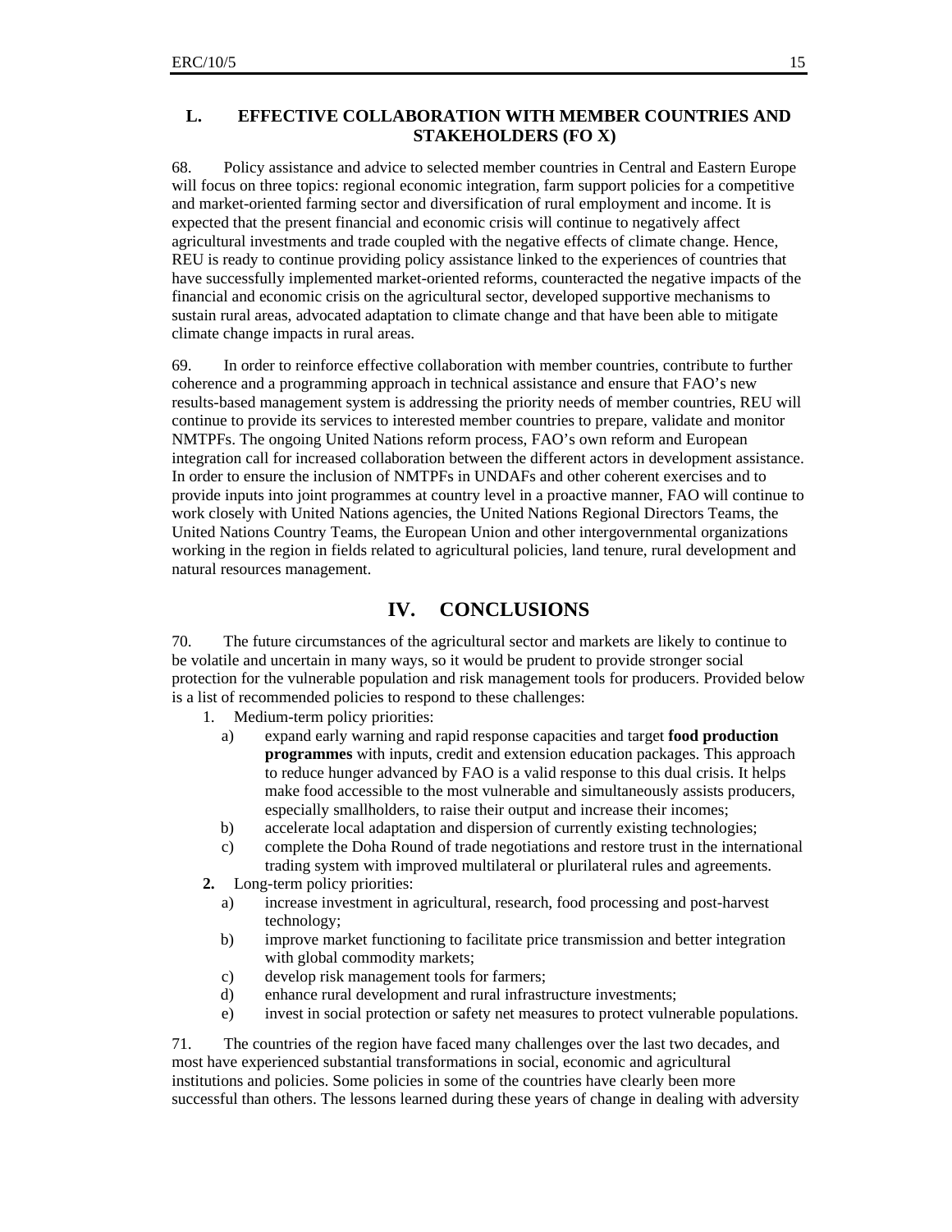## L. EFFECTIVE COLLABORATION WITH MEMBER COUNTRIES AND STAKEHOLDERS (FO X)

68. Policy assistance and advice to selected member countries in Central and Eastern Europe will focus on three topics: regional economic integration, farm support policies for a competitive and market-oriented farming sector and diversification of rural employment and income. It is expected that the present financial and economic crisis will continue to negatively affect agricultural investments and trade coupled with the negative effects of climate change. Hence, REU is ready to continue providing policy assistance linked to the experiences of countries that have successfully implemented market-oriented reforms, counteracted the negative impacts of the financial and economic crisis on the agricultural sector, developed supportive mechanisms to sustain rural areas, advocated adaptation to climate change and that have been able to mitigate climate change impacts in rural areas.

69. In order to reinforce effective collaboration with member countries, contribute to further coherence and a programming approach in technical assistance and ensure that FAO's new results-based management system is addressing the priority needs of member countries, REU will continue to provide its services to interested member countries to prepare, validate and monitor NMTPFs. The ongoing United Nations reform process, FAO's own reform and European integration call for increased collaboration between the different actors in development assistance. In order to ensure the inclusion of NMTPFs in UNDAFs and other coherent exercises and to provide inputs into joint programmes at country level in a proactive manner, FAO will continue to work closely with United Nations agencies, the United Nations Regional Directors Teams, the United Nations Country Teams, the European Union and other intergovernmental organizations working in the region in fields related to agricultural policies, land tenure, rural development and natural resources management.

# IV. CONCLUSIONS

70. The future circumstances of the agricultural sector and markets are likely to continue to be volatile and uncertain in many ways, so it would be prudent to provide stronger social protection for the vulnerable population and risk management tools for producers. Provided below is a list of recommended policies to respond to these challenges:

1. Medium-term policy priorities:
   a) expand early warning and rapid response capacities and target **food production programmes** with inputs, credit and extension education packages. This approach to reduce hunger advanced by FAO is a valid response to this dual crisis. It helps make food accessible to the most vulnerable and simultaneously assists producers, especially smallholders, to raise their output and increase their incomes;
   b) accelerate local adaptation and dispersion of currently existing technologies;
   c) complete the Doha Round of trade negotiations and restore trust in the international trading system with improved multilateral or plurilateral rules and agreements.
2. Long-term policy priorities:
   a) increase investment in agricultural, research, food processing and post-harvest technology;
   b) improve market functioning to facilitate price transmission and better integration with global commodity markets;
   c) develop risk management tools for farmers;
   d) enhance rural development and rural infrastructure investments;
   e) invest in social protection or safety net measures to protect vulnerable populations.

71. The countries of the region have faced many challenges over the last two decades, and most have experienced substantial transformations in social, economic and agricultural institutions and policies. Some policies in some of the countries have clearly been more successful than others. The lessons learned during these years of change in dealing with adversity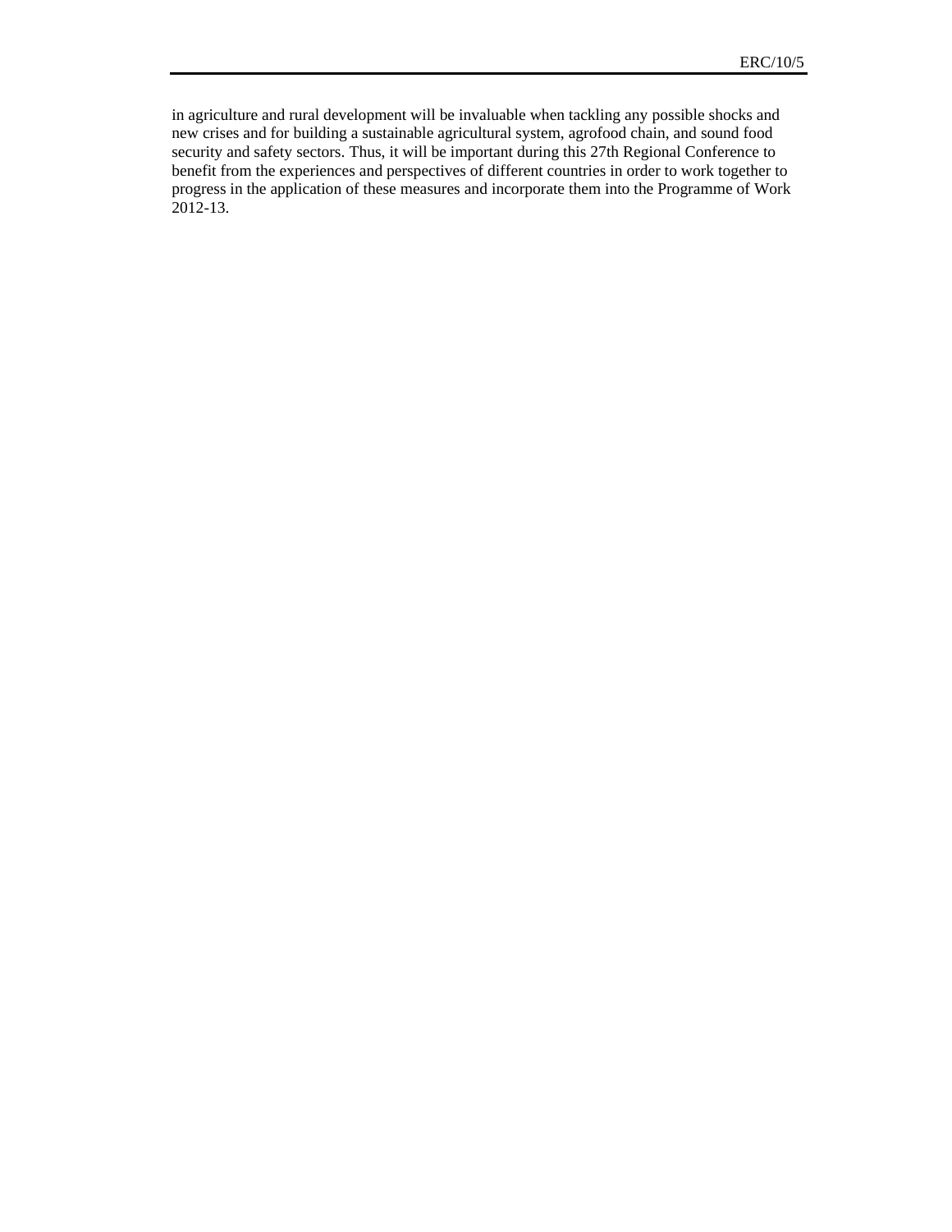in agriculture and rural development will be invaluable when tackling any possible shocks and new crises and for building a sustainable agricultural system, agrofood chain, and sound food security and safety sectors. Thus, it will be important during this 27th Regional Conference to benefit from the experiences and perspectives of different countries in order to work together to progress in the application of these measures and incorporate them into the Programme of Work 2012-13.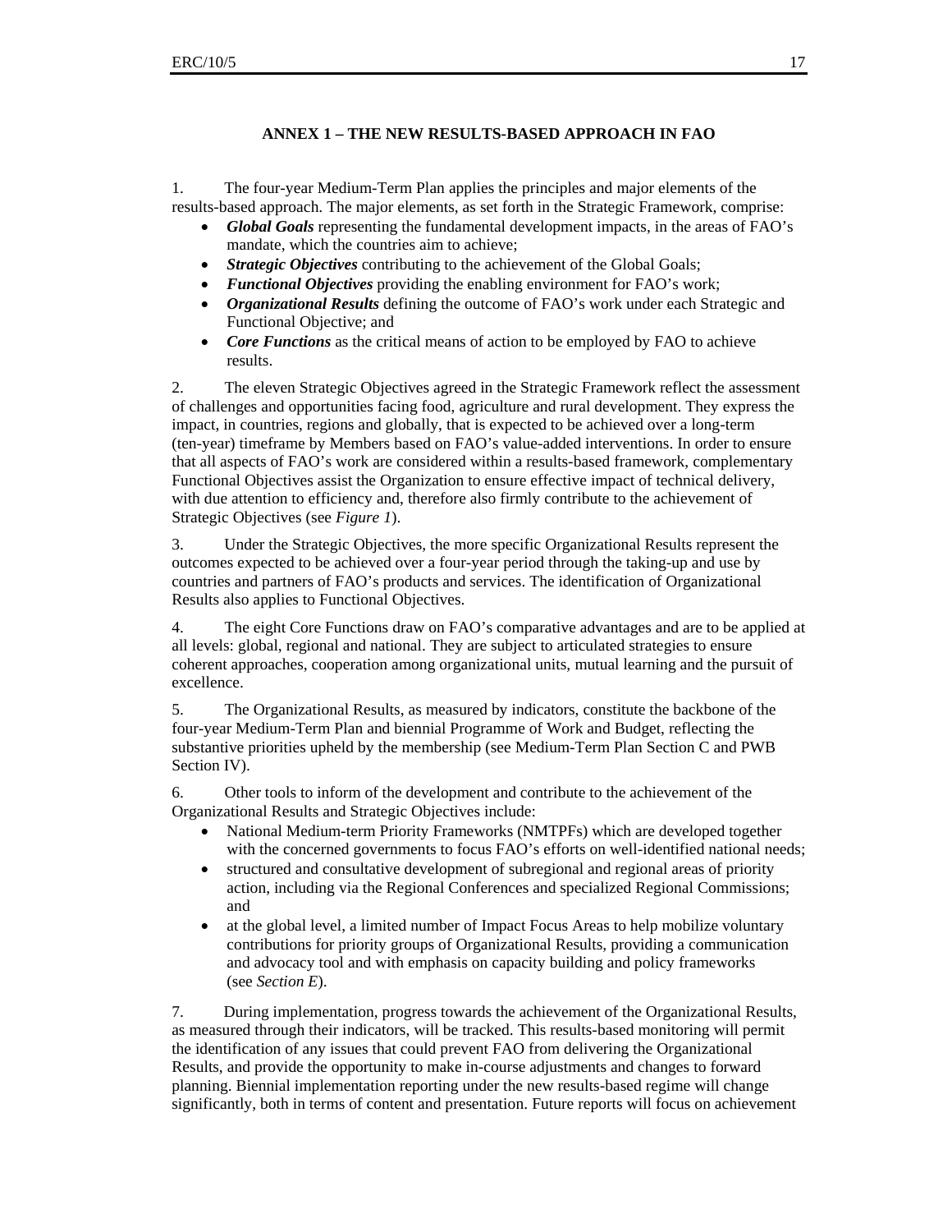## ANNEX 1 – THE NEW RESULTS-BASED APPROACH IN FAO

1. The four-year Medium-Term Plan applies the principles and major elements of the results-based approach. The major elements, as set forth in the Strategic Framework, comprise:

- ***Global Goals*** representing the fundamental development impacts, in the areas of FAO's mandate, which the countries aim to achieve;
- ***Strategic Objectives*** contributing to the achievement of the Global Goals;
- ***Functional Objectives*** providing the enabling environment for FAO's work;
- ***Organizational Results*** defining the outcome of FAO's work under each Strategic and Functional Objective; and
- ***Core Functions*** as the critical means of action to be employed by FAO to achieve results.

2. The eleven Strategic Objectives agreed in the Strategic Framework reflect the assessment of challenges and opportunities facing food, agriculture and rural development. They express the impact, in countries, regions and globally, that is expected to be achieved over a long-term (ten-year) timeframe by Members based on FAO's value-added interventions. In order to ensure that all aspects of FAO's work are considered within a results-based framework, complementary Functional Objectives assist the Organization to ensure effective impact of technical delivery, with due attention to efficiency and, therefore also firmly contribute to the achievement of Strategic Objectives (see *Figure 1*).

3. Under the Strategic Objectives, the more specific Organizational Results represent the outcomes expected to be achieved over a four-year period through the taking-up and use by countries and partners of FAO's products and services. The identification of Organizational Results also applies to Functional Objectives.

4. The eight Core Functions draw on FAO's comparative advantages and are to be applied at all levels: global, regional and national. They are subject to articulated strategies to ensure coherent approaches, cooperation among organizational units, mutual learning and the pursuit of excellence.

5. The Organizational Results, as measured by indicators, constitute the backbone of the four-year Medium-Term Plan and biennial Programme of Work and Budget, reflecting the substantive priorities upheld by the membership (see Medium-Term Plan Section C and PWB Section IV).

6. Other tools to inform of the development and contribute to the achievement of the Organizational Results and Strategic Objectives include:

- National Medium-term Priority Frameworks (NMTPFs) which are developed together with the concerned governments to focus FAO's efforts on well-identified national needs;
- structured and consultative development of subregional and regional areas of priority action, including via the Regional Conferences and specialized Regional Commissions; and
- at the global level, a limited number of Impact Focus Areas to help mobilize voluntary contributions for priority groups of Organizational Results, providing a communication and advocacy tool and with emphasis on capacity building and policy frameworks (see *Section E*).

7. During implementation, progress towards the achievement of the Organizational Results, as measured through their indicators, will be tracked. This results-based monitoring will permit the identification of any issues that could prevent FAO from delivering the Organizational Results, and provide the opportunity to make in-course adjustments and changes to forward planning. Biennial implementation reporting under the new results-based regime will change significantly, both in terms of content and presentation. Future reports will focus on achievement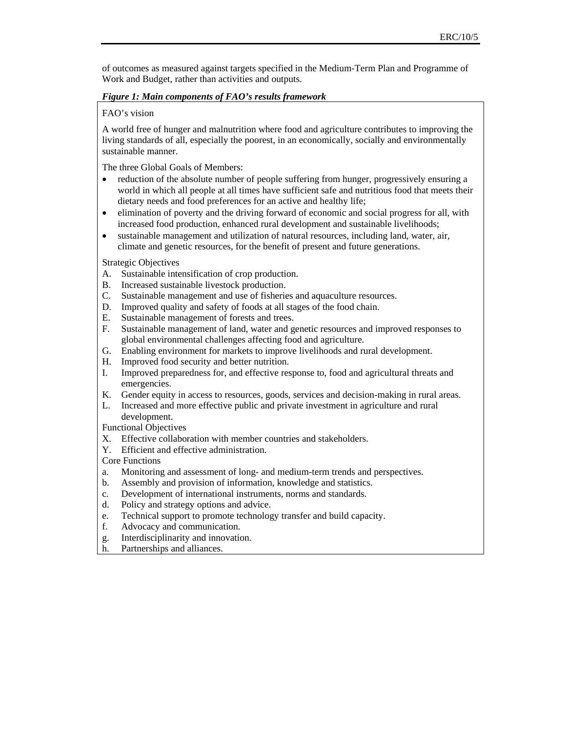of outcomes as measured against targets specified in the Medium-Term Plan and Programme of Work and Budget, rather than activities and outputs.

***Figure 1: Main components of FAO's results framework***

FAO's vision

A world free of hunger and malnutrition where food and agriculture contributes to improving the living standards of all, especially the poorest, in an economically, socially and environmentally sustainable manner.

The three Global Goals of Members:

- reduction of the absolute number of people suffering from hunger, progressively ensuring a world in which all people at all times have sufficient safe and nutritious food that meets their dietary needs and food preferences for an active and healthy life;
- elimination of poverty and the driving forward of economic and social progress for all, with increased food production, enhanced rural development and sustainable livelihoods;
- sustainable management and utilization of natural resources, including land, water, air, climate and genetic resources, for the benefit of present and future generations.

Strategic Objectives

A. Sustainable intensification of crop production.
B. Increased sustainable livestock production.
C. Sustainable management and use of fisheries and aquaculture resources.
D. Improved quality and safety of foods at all stages of the food chain.
E. Sustainable management of forests and trees.
F. Sustainable management of land, water and genetic resources and improved responses to global environmental challenges affecting food and agriculture.
G. Enabling environment for markets to improve livelihoods and rural development.
H. Improved food security and better nutrition.
I. Improved preparedness for, and effective response to, food and agricultural threats and emergencies.
K. Gender equity in access to resources, goods, services and decision-making in rural areas.
L. Increased and more effective public and private investment in agriculture and rural development.

Functional Objectives

X. Effective collaboration with member countries and stakeholders.
Y. Efficient and effective administration.

Core Functions

a. Monitoring and assessment of long- and medium-term trends and perspectives.
b. Assembly and provision of information, knowledge and statistics.
c. Development of international instruments, norms and standards.
d. Policy and strategy options and advice.
e. Technical support to promote technology transfer and build capacity.
f. Advocacy and communication.
g. Interdisciplinarity and innovation.
h. Partnerships and alliances.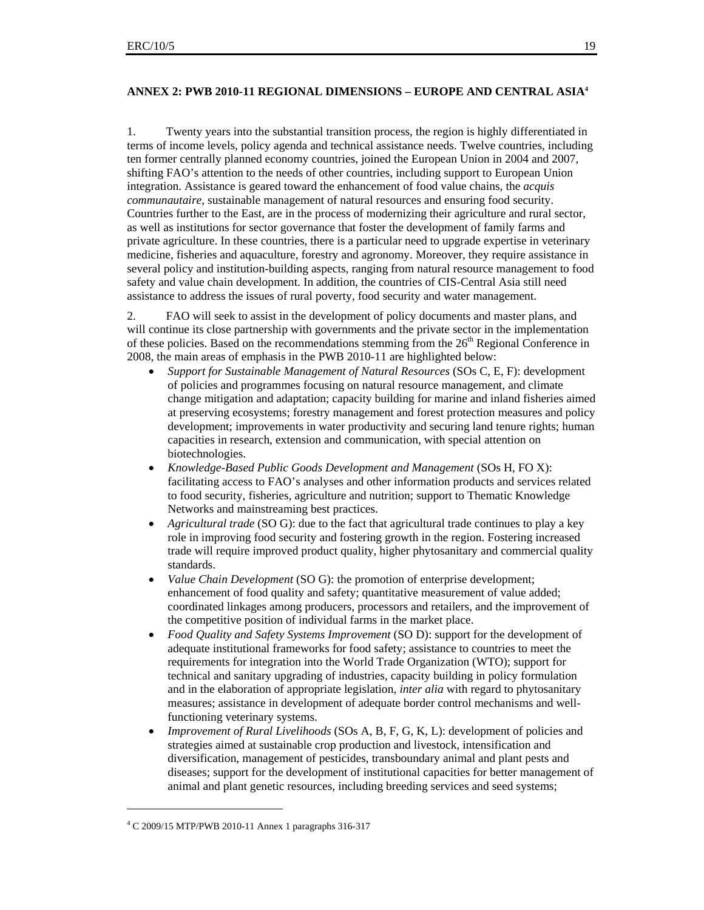## ANNEX 2: PWB 2010-11 REGIONAL DIMENSIONS – EUROPE AND CENTRAL ASIA[4]

1. Twenty years into the substantial transition process, the region is highly differentiated in terms of income levels, policy agenda and technical assistance needs. Twelve countries, including ten former centrally planned economy countries, joined the European Union in 2004 and 2007, shifting FAO's attention to the needs of other countries, including support to European Union integration. Assistance is geared toward the enhancement of food value chains, the *acquis communautaire*, sustainable management of natural resources and ensuring food security. Countries further to the East, are in the process of modernizing their agriculture and rural sector, as well as institutions for sector governance that foster the development of family farms and private agriculture. In these countries, there is a particular need to upgrade expertise in veterinary medicine, fisheries and aquaculture, forestry and agronomy. Moreover, they require assistance in several policy and institution-building aspects, ranging from natural resource management to food safety and value chain development. In addition, the countries of CIS-Central Asia still need assistance to address the issues of rural poverty, food security and water management.

2. FAO will seek to assist in the development of policy documents and master plans, and will continue its close partnership with governments and the private sector in the implementation of these policies. Based on the recommendations stemming from the 26th Regional Conference in 2008, the main areas of emphasis in the PWB 2010-11 are highlighted below:

- *Support for Sustainable Management of Natural Resources* (SOs C, E, F): development of policies and programmes focusing on natural resource management, and climate change mitigation and adaptation; capacity building for marine and inland fisheries aimed at preserving ecosystems; forestry management and forest protection measures and policy development; improvements in water productivity and securing land tenure rights; human capacities in research, extension and communication, with special attention on biotechnologies.
- *Knowledge-Based Public Goods Development and Management* (SOs H, FO X): facilitating access to FAO's analyses and other information products and services related to food security, fisheries, agriculture and nutrition; support to Thematic Knowledge Networks and mainstreaming best practices.
- *Agricultural trade* (SO G): due to the fact that agricultural trade continues to play a key role in improving food security and fostering growth in the region. Fostering increased trade will require improved product quality, higher phytosanitary and commercial quality standards.
- *Value Chain Development* (SO G): the promotion of enterprise development; enhancement of food quality and safety; quantitative measurement of value added; coordinated linkages among producers, processors and retailers, and the improvement of the competitive position of individual farms in the market place.
- *Food Quality and Safety Systems Improvement* (SO D): support for the development of adequate institutional frameworks for food safety; assistance to countries to meet the requirements for integration into the World Trade Organization (WTO); support for technical and sanitary upgrading of industries, capacity building in policy formulation and in the elaboration of appropriate legislation, *inter alia* with regard to phytosanitary measures; assistance in development of adequate border control mechanisms and well-functioning veterinary systems.
- *Improvement of Rural Livelihoods* (SOs A, B, F, G, K, L): development of policies and strategies aimed at sustainable crop production and livestock, intensification and diversification, management of pesticides, transboundary animal and plant pests and diseases; support for the development of institutional capacities for better management of animal and plant genetic resources, including breeding services and seed systems;

---

[4] C 2009/15 MTP/PWB 2010-11 Annex 1 paragraphs 316-317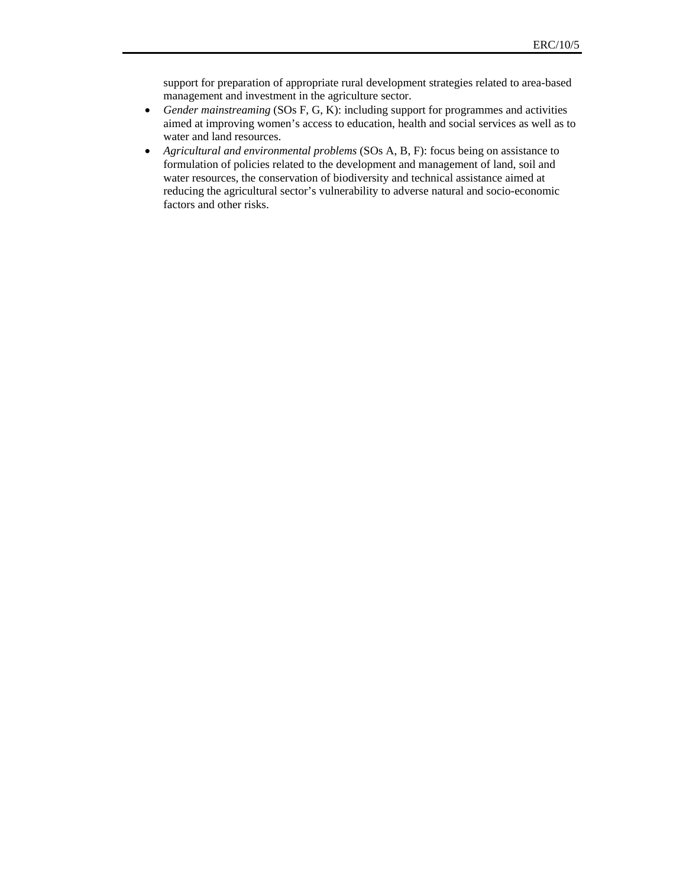support for preparation of appropriate rural development strategies related to area-based management and investment in the agriculture sector.

- *Gender mainstreaming* (SOs F, G, K): including support for programmes and activities aimed at improving women's access to education, health and social services as well as to water and land resources.
- *Agricultural and environmental problems* (SOs A, B, F): focus being on assistance to formulation of policies related to the development and management of land, soil and water resources, the conservation of biodiversity and technical assistance aimed at reducing the agricultural sector's vulnerability to adverse natural and socio-economic factors and other risks.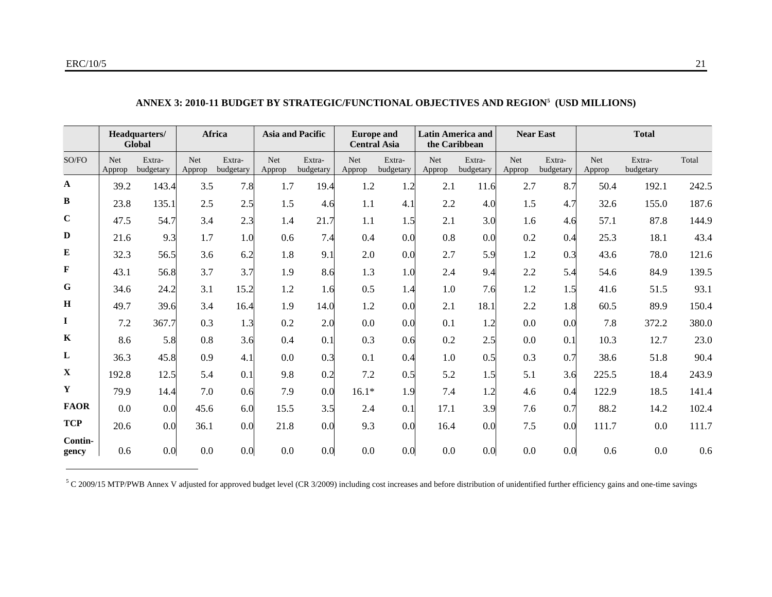## ANNEX 3: 2010-11 BUDGET BY STRATEGIC/FUNCTIONAL OBJECTIVES AND REGION[5] (USD MILLIONS)

| | Headquarters/ Global | | Africa | | Asia and Pacific | | Europe and Central Asia | | Latin America and the Caribbean | | Near East | | Total | | |
|---|---|---|---|---|---|---|---|---|---|---|---|---|---|---|---|
| SO/FO | Net Approp | Extra-budgetary | Net Approp | Extra-budgetary | Net Approp | Extra-budgetary | Net Approp | Extra-budgetary | Net Approp | Extra-budgetary | Net Approp | Extra-budgetary | Net Approp | Extra-budgetary | Total |
| **A** | 39.2 | 143.4 | 3.5 | 7.8 | 1.7 | 19.4 | 1.2 | 1.2 | 2.1 | 11.6 | 2.7 | 8.7 | 50.4 | 192.1 | 242.5 |
| **B** | 23.8 | 135.1 | 2.5 | 2.5 | 1.5 | 4.6 | 1.1 | 4.1 | 2.2 | 4.0 | 1.5 | 4.7 | 32.6 | 155.0 | 187.6 |
| **C** | 47.5 | 54.7 | 3.4 | 2.3 | 1.4 | 21.7 | 1.1 | 1.5 | 2.1 | 3.0 | 1.6 | 4.6 | 57.1 | 87.8 | 144.9 |
| **D** | 21.6 | 9.3 | 1.7 | 1.0 | 0.6 | 7.4 | 0.4 | 0.0 | 0.8 | 0.0 | 0.2 | 0.4 | 25.3 | 18.1 | 43.4 |
| **E** | 32.3 | 56.5 | 3.6 | 6.2 | 1.8 | 9.1 | 2.0 | 0.0 | 2.7 | 5.9 | 1.2 | 0.3 | 43.6 | 78.0 | 121.6 |
| **F** | 43.1 | 56.8 | 3.7 | 3.7 | 1.9 | 8.6 | 1.3 | 1.0 | 2.4 | 9.4 | 2.2 | 5.4 | 54.6 | 84.9 | 139.5 |
| **G** | 34.6 | 24.2 | 3.1 | 15.2 | 1.2 | 1.6 | 0.5 | 1.4 | 1.0 | 7.6 | 1.2 | 1.5 | 41.6 | 51.5 | 93.1 |
| **H** | 49.7 | 39.6 | 3.4 | 16.4 | 1.9 | 14.0 | 1.2 | 0.0 | 2.1 | 18.1 | 2.2 | 1.8 | 60.5 | 89.9 | 150.4 |
| **I** | 7.2 | 367.7 | 0.3 | 1.3 | 0.2 | 2.0 | 0.0 | 0.0 | 0.1 | 1.2 | 0.0 | 0.0 | 7.8 | 372.2 | 380.0 |
| **K** | 8.6 | 5.8 | 0.8 | 3.6 | 0.4 | 0.1 | 0.3 | 0.6 | 0.2 | 2.5 | 0.0 | 0.1 | 10.3 | 12.7 | 23.0 |
| **L** | 36.3 | 45.8 | 0.9 | 4.1 | 0.0 | 0.3 | 0.1 | 0.4 | 1.0 | 0.5 | 0.3 | 0.7 | 38.6 | 51.8 | 90.4 |
| **X** | 192.8 | 12.5 | 5.4 | 0.1 | 9.8 | 0.2 | 7.2 | 0.5 | 5.2 | 1.5 | 5.1 | 3.6 | 225.5 | 18.4 | 243.9 |
| **Y** | 79.9 | 14.4 | 7.0 | 0.6 | 7.9 | 0.0 | 16.1* | 1.9 | 7.4 | 1.2 | 4.6 | 0.4 | 122.9 | 18.5 | 141.4 |
| **FAOR** | 0.0 | 0.0 | 45.6 | 6.0 | 15.5 | 3.5 | 2.4 | 0.1 | 17.1 | 3.9 | 7.6 | 0.7 | 88.2 | 14.2 | 102.4 |
| **TCP** | 20.6 | 0.0 | 36.1 | 0.0 | 21.8 | 0.0 | 9.3 | 0.0 | 16.4 | 0.0 | 7.5 | 0.0 | 111.7 | 0.0 | 111.7 |
| **Contin-gency** | 0.6 | 0.0 | 0.0 | 0.0 | 0.0 | 0.0 | 0.0 | 0.0 | 0.0 | 0.0 | 0.0 | 0.0 | 0.6 | 0.0 | 0.6 |

[5] C 2009/15 MTP/PWB Annex V adjusted for approved budget level (CR 3/2009) including cost increases and before distribution of unidentified further efficiency gains and one-time savings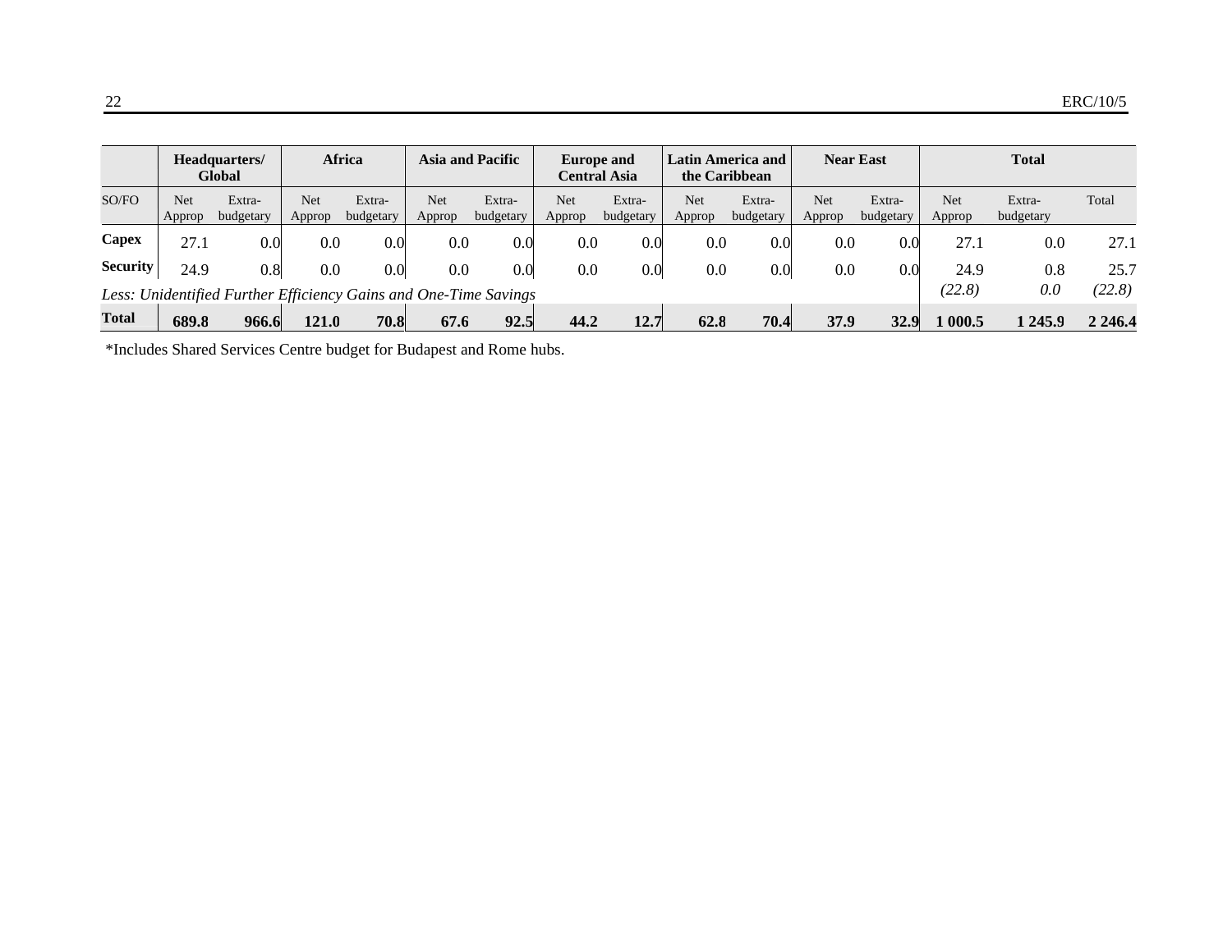| | Headquarters/ Global | | Africa | | Asia and Pacific | | Europe and Central Asia | | Latin America and the Caribbean | | Near East | | Total | | |
|---|---|---|---|---|---|---|---|---|---|---|---|---|---|---|---|
| SO/FO | Net Approp | Extra-budgetary | Net Approp | Extra-budgetary | Net Approp | Extra-budgetary | Net Approp | Extra-budgetary | Net Approp | Extra-budgetary | Net Approp | Extra-budgetary | Net Approp | Extra-budgetary | Total |
| **Capex** | 27.1 | 0.0 | 0.0 | 0.0 | 0.0 | 0.0 | 0.0 | 0.0 | 0.0 | 0.0 | 0.0 | 0.0 | 27.1 | 0.0 | 27.1 |
| **Security** | 24.9 | 0.8 | 0.0 | 0.0 | 0.0 | 0.0 | 0.0 | 0.0 | 0.0 | 0.0 | 0.0 | 0.0 | 24.9 | 0.8 | 25.7 |
| *Less: Unidentified Further Efficiency Gains and One-Time Savings* | | | | | | | | | | | | | *(22.8)* | *0.0* | *(22.8)* |
| **Total** | **689.8** | **966.6** | **121.0** | **70.8** | **67.6** | **92.5** | **44.2** | **12.7** | **62.8** | **70.4** | **37.9** | **32.9** | **1 000.5** | **1 245.9** | **2 246.4** |

*Includes Shared Services Centre budget for Budapest and Rome hubs.